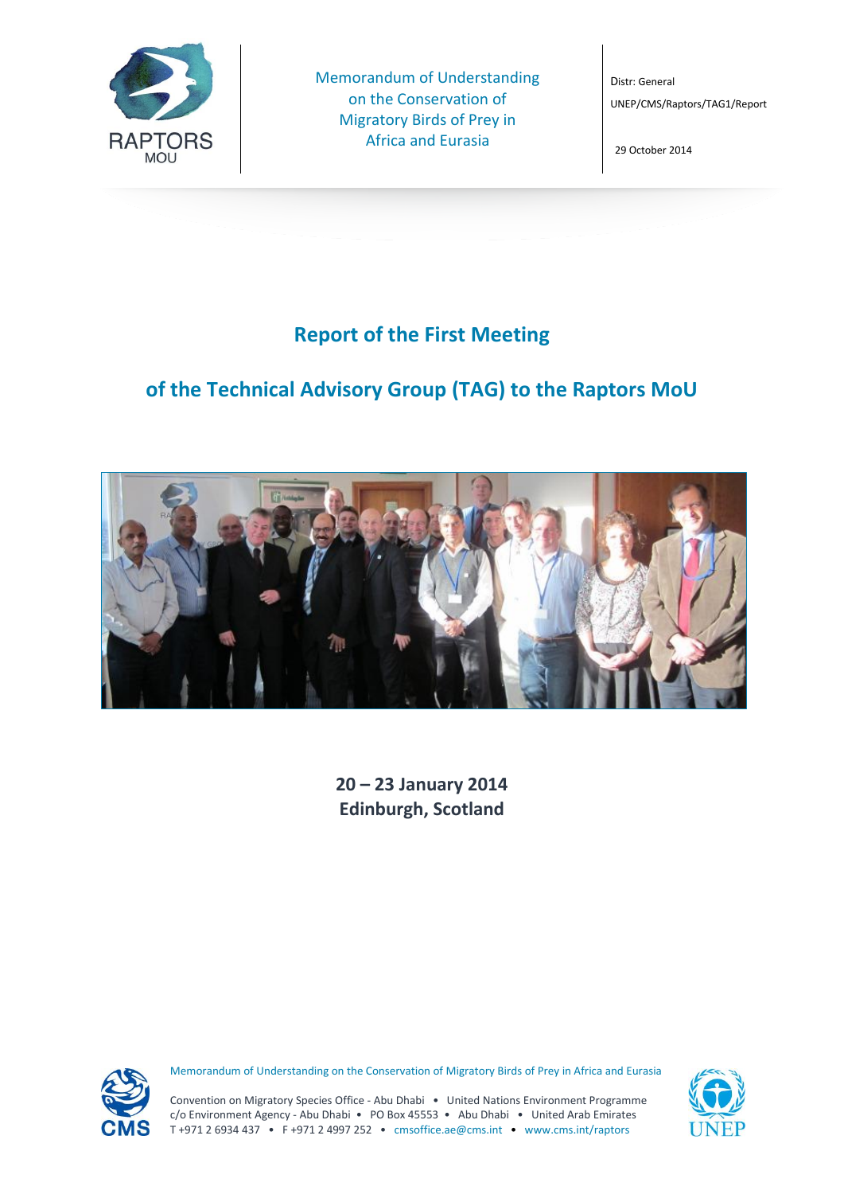RAPTORS MOU

Memorandum of Understanding on the Conservation of Migratory Birds of Prey in Africa and Eurasia

Distr: General

UNEP/CMS/Raptors/TAG1/Report

29 October 2014

# Report of the First Meeting

# of the Technical Advisory Group (TAG) to the Raptors MoU

**20 – 23 January 2014**
**Edinburgh, Scotland**

Memorandum of Understanding on the Conservation of Migratory Birds of Prey in Africa and Eurasia

Convention on Migratory Species Office - Abu Dhabi • United Nations Environment Programme
c/o Environment Agency - Abu Dhabi • PO Box 45553 • Abu Dhabi • United Arab Emirates
T +971 2 6934 437 • F +971 2 4997 252 • cmsoffice.ae@cms.int • www.cms.int/raptors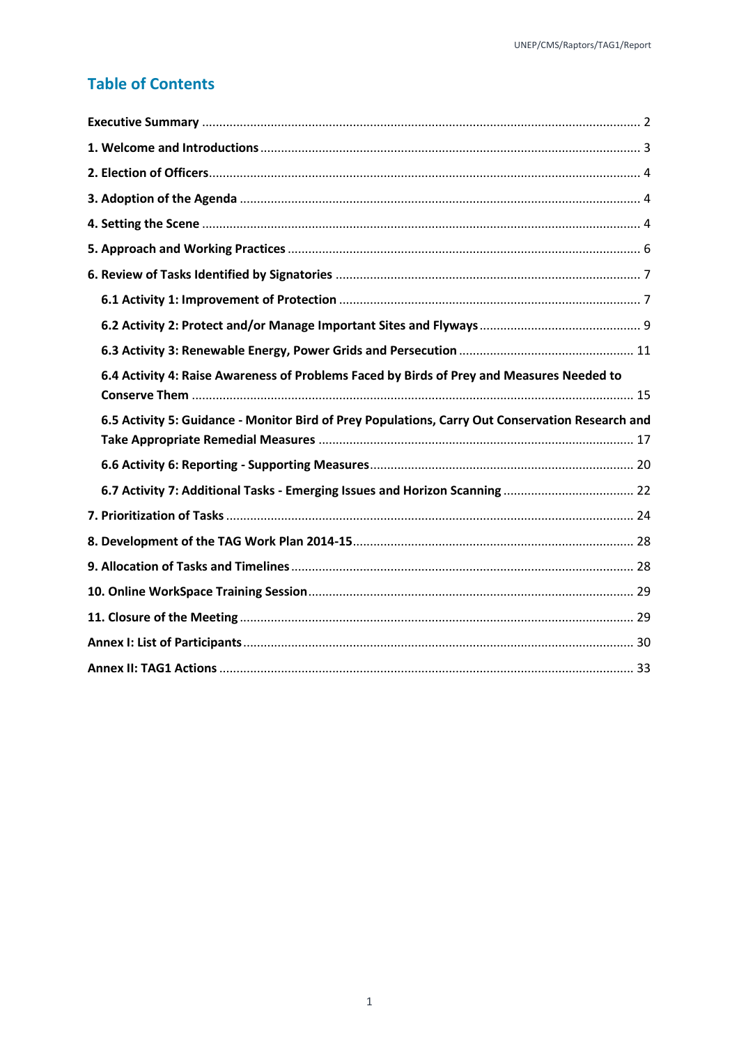## Table of Contents

**Executive Summary** .......... 2

**1. Welcome and Introductions** .......... 3

**2. Election of Officers** .......... 4

**3. Adoption of the Agenda** .......... 4

**4. Setting the Scene** .......... 4

**5. Approach and Working Practices** .......... 6

**6. Review of Tasks Identified by Signatories** .......... 7

- **6.1 Activity 1: Improvement of Protection** .......... 7
- **6.2 Activity 2: Protect and/or Manage Important Sites and Flyways** .......... 9
- **6.3 Activity 3: Renewable Energy, Power Grids and Persecution** .......... 11
- **6.4 Activity 4: Raise Awareness of Problems Faced by Birds of Prey and Measures Needed to Conserve Them** .......... 15
- **6.5 Activity 5: Guidance - Monitor Bird of Prey Populations, Carry Out Conservation Research and Take Appropriate Remedial Measures** .......... 17
- **6.6 Activity 6: Reporting - Supporting Measures** .......... 20
- **6.7 Activity 7: Additional Tasks - Emerging Issues and Horizon Scanning** .......... 22

**7. Prioritization of Tasks** .......... 24

**8. Development of the TAG Work Plan 2014-15** .......... 28

**9. Allocation of Tasks and Timelines** .......... 28

**10. Online WorkSpace Training Session** .......... 29

**11. Closure of the Meeting** .......... 29

**Annex I: List of Participants** .......... 30

**Annex II: TAG1 Actions** .......... 33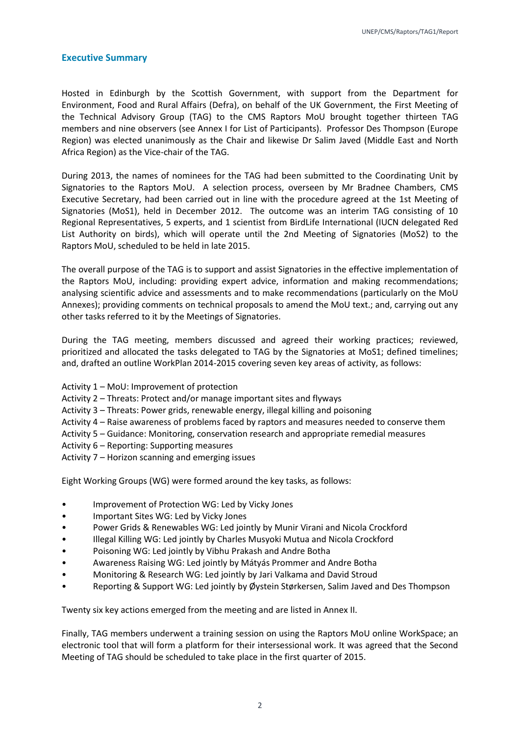## Executive Summary

Hosted in Edinburgh by the Scottish Government, with support from the Department for Environment, Food and Rural Affairs (Defra), on behalf of the UK Government, the First Meeting of the Technical Advisory Group (TAG) to the CMS Raptors MoU brought together thirteen TAG members and nine observers (see Annex I for List of Participants). Professor Des Thompson (Europe Region) was elected unanimously as the Chair and likewise Dr Salim Javed (Middle East and North Africa Region) as the Vice-chair of the TAG.

During 2013, the names of nominees for the TAG had been submitted to the Coordinating Unit by Signatories to the Raptors MoU. A selection process, overseen by Mr Bradnee Chambers, CMS Executive Secretary, had been carried out in line with the procedure agreed at the 1st Meeting of Signatories (MoS1), held in December 2012. The outcome was an interim TAG consisting of 10 Regional Representatives, 5 experts, and 1 scientist from BirdLife International (IUCN delegated Red List Authority on birds), which will operate until the 2nd Meeting of Signatories (MoS2) to the Raptors MoU, scheduled to be held in late 2015.

The overall purpose of the TAG is to support and assist Signatories in the effective implementation of the Raptors MoU, including: providing expert advice, information and making recommendations; analysing scientific advice and assessments and to make recommendations (particularly on the MoU Annexes); providing comments on technical proposals to amend the MoU text.; and, carrying out any other tasks referred to it by the Meetings of Signatories.

During the TAG meeting, members discussed and agreed their working practices; reviewed, prioritized and allocated the tasks delegated to TAG by the Signatories at MoS1; defined timelines; and, drafted an outline WorkPlan 2014-2015 covering seven key areas of activity, as follows:

Activity 1 – MoU: Improvement of protection
Activity 2 – Threats: Protect and/or manage important sites and flyways
Activity 3 – Threats: Power grids, renewable energy, illegal killing and poisoning
Activity 4 – Raise awareness of problems faced by raptors and measures needed to conserve them
Activity 5 – Guidance: Monitoring, conservation research and appropriate remedial measures
Activity 6 – Reporting: Supporting measures
Activity 7 – Horizon scanning and emerging issues

Eight Working Groups (WG) were formed around the key tasks, as follows:

- Improvement of Protection WG: Led by Vicky Jones
- Important Sites WG: Led by Vicky Jones
- Power Grids & Renewables WG: Led jointly by Munir Virani and Nicola Crockford
- Illegal Killing WG: Led jointly by Charles Musyoki Mutua and Nicola Crockford
- Poisoning WG: Led jointly by Vibhu Prakash and Andre Botha
- Awareness Raising WG: Led jointly by Mátyás Prommer and Andre Botha
- Monitoring & Research WG: Led jointly by Jari Valkama and David Stroud
- Reporting & Support WG: Led jointly by Øystein Størkersen, Salim Javed and Des Thompson

Twenty six key actions emerged from the meeting and are listed in Annex II.

Finally, TAG members underwent a training session on using the Raptors MoU online WorkSpace; an electronic tool that will form a platform for their intersessional work. It was agreed that the Second Meeting of TAG should be scheduled to take place in the first quarter of 2015.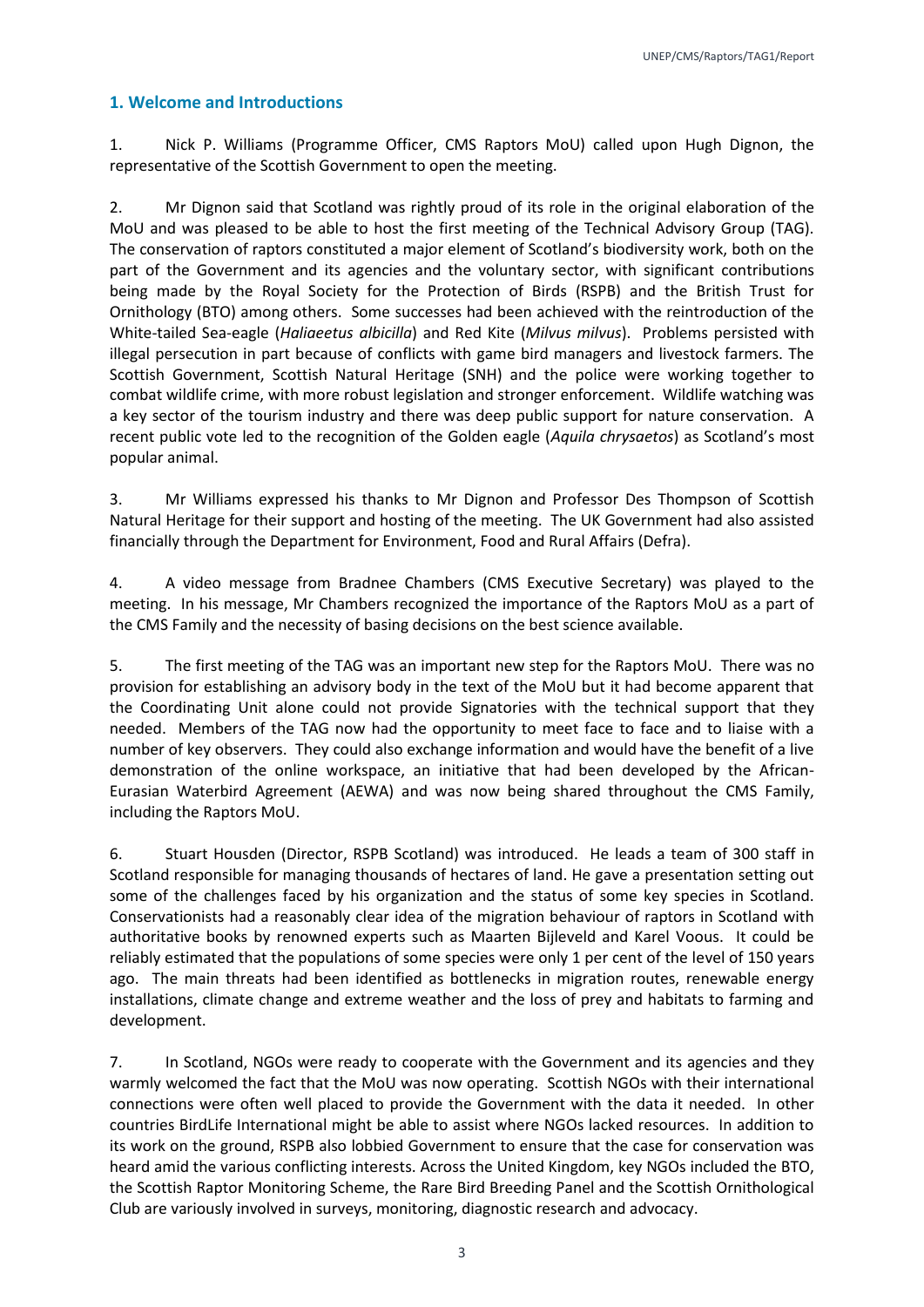## 1. Welcome and Introductions

1. Nick P. Williams (Programme Officer, CMS Raptors MoU) called upon Hugh Dignon, the representative of the Scottish Government to open the meeting.

2. Mr Dignon said that Scotland was rightly proud of its role in the original elaboration of the MoU and was pleased to be able to host the first meeting of the Technical Advisory Group (TAG). The conservation of raptors constituted a major element of Scotland's biodiversity work, both on the part of the Government and its agencies and the voluntary sector, with significant contributions being made by the Royal Society for the Protection of Birds (RSPB) and the British Trust for Ornithology (BTO) among others. Some successes had been achieved with the reintroduction of the White-tailed Sea-eagle (*Haliaeetus albicilla*) and Red Kite (*Milvus milvus*). Problems persisted with illegal persecution in part because of conflicts with game bird managers and livestock farmers. The Scottish Government, Scottish Natural Heritage (SNH) and the police were working together to combat wildlife crime, with more robust legislation and stronger enforcement. Wildlife watching was a key sector of the tourism industry and there was deep public support for nature conservation. A recent public vote led to the recognition of the Golden eagle (*Aquila chrysaetos*) as Scotland's most popular animal.

3. Mr Williams expressed his thanks to Mr Dignon and Professor Des Thompson of Scottish Natural Heritage for their support and hosting of the meeting. The UK Government had also assisted financially through the Department for Environment, Food and Rural Affairs (Defra).

4. A video message from Bradnee Chambers (CMS Executive Secretary) was played to the meeting. In his message, Mr Chambers recognized the importance of the Raptors MoU as a part of the CMS Family and the necessity of basing decisions on the best science available.

5. The first meeting of the TAG was an important new step for the Raptors MoU. There was no provision for establishing an advisory body in the text of the MoU but it had become apparent that the Coordinating Unit alone could not provide Signatories with the technical support that they needed. Members of the TAG now had the opportunity to meet face to face and to liaise with a number of key observers. They could also exchange information and would have the benefit of a live demonstration of the online workspace, an initiative that had been developed by the African-Eurasian Waterbird Agreement (AEWA) and was now being shared throughout the CMS Family, including the Raptors MoU.

6. Stuart Housden (Director, RSPB Scotland) was introduced. He leads a team of 300 staff in Scotland responsible for managing thousands of hectares of land. He gave a presentation setting out some of the challenges faced by his organization and the status of some key species in Scotland. Conservationists had a reasonably clear idea of the migration behaviour of raptors in Scotland with authoritative books by renowned experts such as Maarten Bijleveld and Karel Voous. It could be reliably estimated that the populations of some species were only 1 per cent of the level of 150 years ago. The main threats had been identified as bottlenecks in migration routes, renewable energy installations, climate change and extreme weather and the loss of prey and habitats to farming and development.

7. In Scotland, NGOs were ready to cooperate with the Government and its agencies and they warmly welcomed the fact that the MoU was now operating. Scottish NGOs with their international connections were often well placed to provide the Government with the data it needed. In other countries BirdLife International might be able to assist where NGOs lacked resources. In addition to its work on the ground, RSPB also lobbied Government to ensure that the case for conservation was heard amid the various conflicting interests. Across the United Kingdom, key NGOs included the BTO, the Scottish Raptor Monitoring Scheme, the Rare Bird Breeding Panel and the Scottish Ornithological Club are variously involved in surveys, monitoring, diagnostic research and advocacy.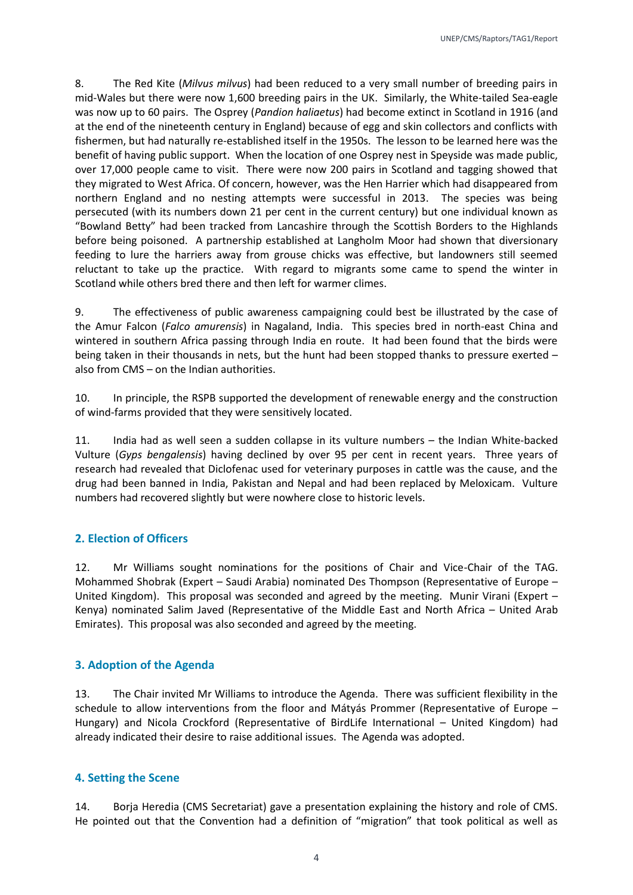8. The Red Kite (*Milvus milvus*) had been reduced to a very small number of breeding pairs in mid-Wales but there were now 1,600 breeding pairs in the UK. Similarly, the White-tailed Sea-eagle was now up to 60 pairs. The Osprey (*Pandion haliaetus*) had become extinct in Scotland in 1916 (and at the end of the nineteenth century in England) because of egg and skin collectors and conflicts with fishermen, but had naturally re-established itself in the 1950s. The lesson to be learned here was the benefit of having public support. When the location of one Osprey nest in Speyside was made public, over 17,000 people came to visit. There were now 200 pairs in Scotland and tagging showed that they migrated to West Africa. Of concern, however, was the Hen Harrier which had disappeared from northern England and no nesting attempts were successful in 2013. The species was being persecuted (with its numbers down 21 per cent in the current century) but one individual known as "Bowland Betty" had been tracked from Lancashire through the Scottish Borders to the Highlands before being poisoned. A partnership established at Langholm Moor had shown that diversionary feeding to lure the harriers away from grouse chicks was effective, but landowners still seemed reluctant to take up the practice. With regard to migrants some came to spend the winter in Scotland while others bred there and then left for warmer climes.

9. The effectiveness of public awareness campaigning could best be illustrated by the case of the Amur Falcon (*Falco amurensis*) in Nagaland, India. This species bred in north-east China and wintered in southern Africa passing through India en route. It had been found that the birds were being taken in their thousands in nets, but the hunt had been stopped thanks to pressure exerted – also from CMS – on the Indian authorities.

10. In principle, the RSPB supported the development of renewable energy and the construction of wind-farms provided that they were sensitively located.

11. India had as well seen a sudden collapse in its vulture numbers – the Indian White-backed Vulture (*Gyps bengalensis*) having declined by over 95 per cent in recent years. Three years of research had revealed that Diclofenac used for veterinary purposes in cattle was the cause, and the drug had been banned in India, Pakistan and Nepal and had been replaced by Meloxicam. Vulture numbers had recovered slightly but were nowhere close to historic levels.

## 2. Election of Officers

12. Mr Williams sought nominations for the positions of Chair and Vice-Chair of the TAG. Mohammed Shobrak (Expert – Saudi Arabia) nominated Des Thompson (Representative of Europe – United Kingdom). This proposal was seconded and agreed by the meeting. Munir Virani (Expert – Kenya) nominated Salim Javed (Representative of the Middle East and North Africa – United Arab Emirates). This proposal was also seconded and agreed by the meeting.

## 3. Adoption of the Agenda

13. The Chair invited Mr Williams to introduce the Agenda. There was sufficient flexibility in the schedule to allow interventions from the floor and Mátyás Prommer (Representative of Europe – Hungary) and Nicola Crockford (Representative of BirdLife International – United Kingdom) had already indicated their desire to raise additional issues. The Agenda was adopted.

## 4. Setting the Scene

14. Borja Heredia (CMS Secretariat) gave a presentation explaining the history and role of CMS. He pointed out that the Convention had a definition of "migration" that took political as well as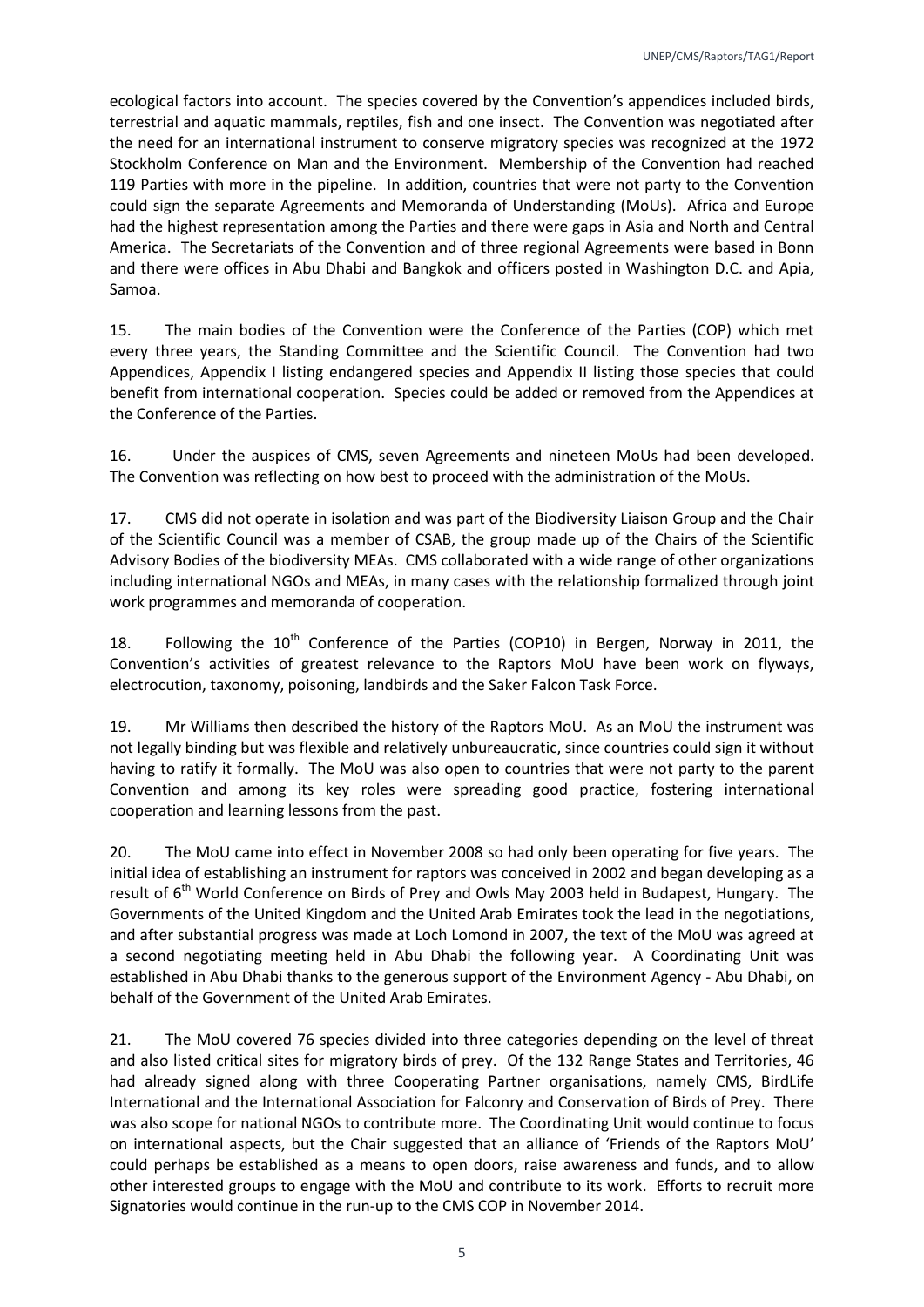ecological factors into account. The species covered by the Convention's appendices included birds, terrestrial and aquatic mammals, reptiles, fish and one insect. The Convention was negotiated after the need for an international instrument to conserve migratory species was recognized at the 1972 Stockholm Conference on Man and the Environment. Membership of the Convention had reached 119 Parties with more in the pipeline. In addition, countries that were not party to the Convention could sign the separate Agreements and Memoranda of Understanding (MoUs). Africa and Europe had the highest representation among the Parties and there were gaps in Asia and North and Central America. The Secretariats of the Convention and of three regional Agreements were based in Bonn and there were offices in Abu Dhabi and Bangkok and officers posted in Washington D.C. and Apia, Samoa.

15. The main bodies of the Convention were the Conference of the Parties (COP) which met every three years, the Standing Committee and the Scientific Council. The Convention had two Appendices, Appendix I listing endangered species and Appendix II listing those species that could benefit from international cooperation. Species could be added or removed from the Appendices at the Conference of the Parties.

16. Under the auspices of CMS, seven Agreements and nineteen MoUs had been developed. The Convention was reflecting on how best to proceed with the administration of the MoUs.

17. CMS did not operate in isolation and was part of the Biodiversity Liaison Group and the Chair of the Scientific Council was a member of CSAB, the group made up of the Chairs of the Scientific Advisory Bodies of the biodiversity MEAs. CMS collaborated with a wide range of other organizations including international NGOs and MEAs, in many cases with the relationship formalized through joint work programmes and memoranda of cooperation.

18. Following the 10th Conference of the Parties (COP10) in Bergen, Norway in 2011, the Convention's activities of greatest relevance to the Raptors MoU have been work on flyways, electrocution, taxonomy, poisoning, landbirds and the Saker Falcon Task Force.

19. Mr Williams then described the history of the Raptors MoU. As an MoU the instrument was not legally binding but was flexible and relatively unbureaucratic, since countries could sign it without having to ratify it formally. The MoU was also open to countries that were not party to the parent Convention and among its key roles were spreading good practice, fostering international cooperation and learning lessons from the past.

20. The MoU came into effect in November 2008 so had only been operating for five years. The initial idea of establishing an instrument for raptors was conceived in 2002 and began developing as a result of 6th World Conference on Birds of Prey and Owls May 2003 held in Budapest, Hungary. The Governments of the United Kingdom and the United Arab Emirates took the lead in the negotiations, and after substantial progress was made at Loch Lomond in 2007, the text of the MoU was agreed at a second negotiating meeting held in Abu Dhabi the following year. A Coordinating Unit was established in Abu Dhabi thanks to the generous support of the Environment Agency - Abu Dhabi, on behalf of the Government of the United Arab Emirates.

21. The MoU covered 76 species divided into three categories depending on the level of threat and also listed critical sites for migratory birds of prey. Of the 132 Range States and Territories, 46 had already signed along with three Cooperating Partner organisations, namely CMS, BirdLife International and the International Association for Falconry and Conservation of Birds of Prey. There was also scope for national NGOs to contribute more. The Coordinating Unit would continue to focus on international aspects, but the Chair suggested that an alliance of 'Friends of the Raptors MoU' could perhaps be established as a means to open doors, raise awareness and funds, and to allow other interested groups to engage with the MoU and contribute to its work. Efforts to recruit more Signatories would continue in the run-up to the CMS COP in November 2014.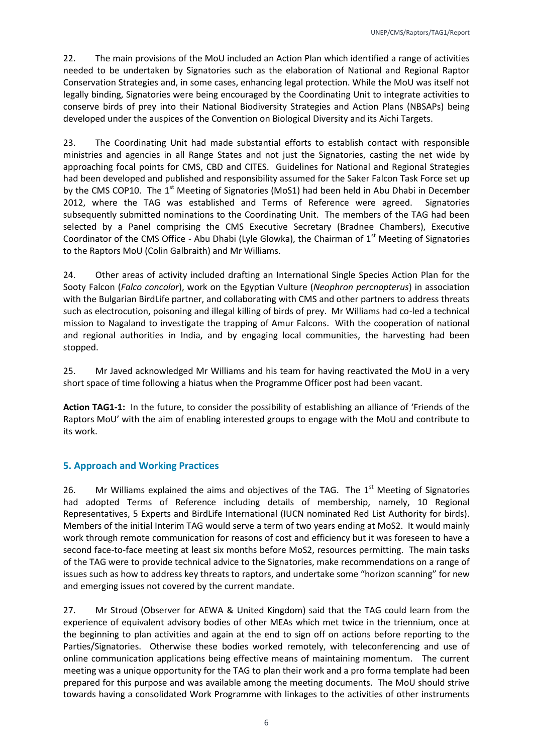22. The main provisions of the MoU included an Action Plan which identified a range of activities needed to be undertaken by Signatories such as the elaboration of National and Regional Raptor Conservation Strategies and, in some cases, enhancing legal protection. While the MoU was itself not legally binding, Signatories were being encouraged by the Coordinating Unit to integrate activities to conserve birds of prey into their National Biodiversity Strategies and Action Plans (NBSAPs) being developed under the auspices of the Convention on Biological Diversity and its Aichi Targets.

23. The Coordinating Unit had made substantial efforts to establish contact with responsible ministries and agencies in all Range States and not just the Signatories, casting the net wide by approaching focal points for CMS, CBD and CITES. Guidelines for National and Regional Strategies had been developed and published and responsibility assumed for the Saker Falcon Task Force set up by the CMS COP10. The 1st Meeting of Signatories (MoS1) had been held in Abu Dhabi in December 2012, where the TAG was established and Terms of Reference were agreed. Signatories subsequently submitted nominations to the Coordinating Unit. The members of the TAG had been selected by a Panel comprising the CMS Executive Secretary (Bradnee Chambers), Executive Coordinator of the CMS Office - Abu Dhabi (Lyle Glowka), the Chairman of 1st Meeting of Signatories to the Raptors MoU (Colin Galbraith) and Mr Williams.

24. Other areas of activity included drafting an International Single Species Action Plan for the Sooty Falcon (*Falco concolor*), work on the Egyptian Vulture (*Neophron percnopterus*) in association with the Bulgarian BirdLife partner, and collaborating with CMS and other partners to address threats such as electrocution, poisoning and illegal killing of birds of prey. Mr Williams had co-led a technical mission to Nagaland to investigate the trapping of Amur Falcons. With the cooperation of national and regional authorities in India, and by engaging local communities, the harvesting had been stopped.

25. Mr Javed acknowledged Mr Williams and his team for having reactivated the MoU in a very short space of time following a hiatus when the Programme Officer post had been vacant.

**Action TAG1-1:** In the future, to consider the possibility of establishing an alliance of 'Friends of the Raptors MoU' with the aim of enabling interested groups to engage with the MoU and contribute to its work.

## 5. Approach and Working Practices

26. Mr Williams explained the aims and objectives of the TAG. The 1st Meeting of Signatories had adopted Terms of Reference including details of membership, namely, 10 Regional Representatives, 5 Experts and BirdLife International (IUCN nominated Red List Authority for birds). Members of the initial Interim TAG would serve a term of two years ending at MoS2. It would mainly work through remote communication for reasons of cost and efficiency but it was foreseen to have a second face-to-face meeting at least six months before MoS2, resources permitting. The main tasks of the TAG were to provide technical advice to the Signatories, make recommendations on a range of issues such as how to address key threats to raptors, and undertake some "horizon scanning" for new and emerging issues not covered by the current mandate.

27. Mr Stroud (Observer for AEWA & United Kingdom) said that the TAG could learn from the experience of equivalent advisory bodies of other MEAs which met twice in the triennium, once at the beginning to plan activities and again at the end to sign off on actions before reporting to the Parties/Signatories. Otherwise these bodies worked remotely, with teleconferencing and use of online communication applications being effective means of maintaining momentum. The current meeting was a unique opportunity for the TAG to plan their work and a pro forma template had been prepared for this purpose and was available among the meeting documents. The MoU should strive towards having a consolidated Work Programme with linkages to the activities of other instruments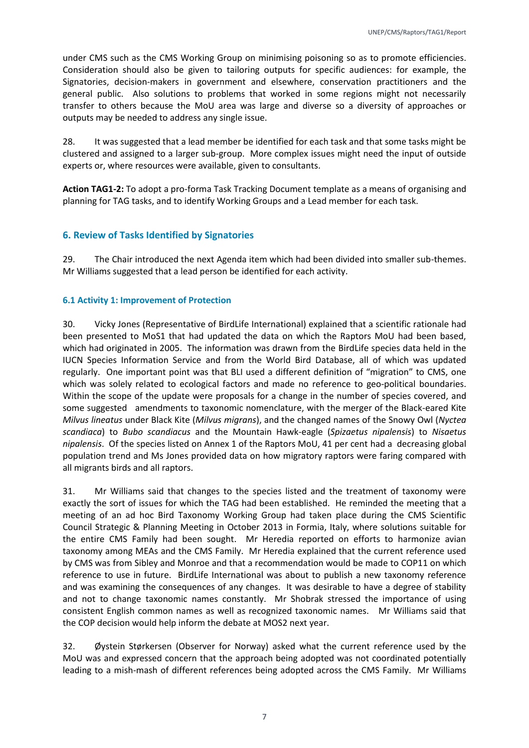under CMS such as the CMS Working Group on minimising poisoning so as to promote efficiencies. Consideration should also be given to tailoring outputs for specific audiences: for example, the Signatories, decision-makers in government and elsewhere, conservation practitioners and the general public. Also solutions to problems that worked in some regions might not necessarily transfer to others because the MoU area was large and diverse so a diversity of approaches or outputs may be needed to address any single issue.

28. It was suggested that a lead member be identified for each task and that some tasks might be clustered and assigned to a larger sub-group. More complex issues might need the input of outside experts or, where resources were available, given to consultants.

**Action TAG1-2:** To adopt a pro-forma Task Tracking Document template as a means of organising and planning for TAG tasks, and to identify Working Groups and a Lead member for each task.

## 6. Review of Tasks Identified by Signatories

29. The Chair introduced the next Agenda item which had been divided into smaller sub-themes. Mr Williams suggested that a lead person be identified for each activity.

### 6.1 Activity 1: Improvement of Protection

30. Vicky Jones (Representative of BirdLife International) explained that a scientific rationale had been presented to MoS1 that had updated the data on which the Raptors MoU had been based, which had originated in 2005. The information was drawn from the BirdLife species data held in the IUCN Species Information Service and from the World Bird Database, all of which was updated regularly. One important point was that BLI used a different definition of "migration" to CMS, one which was solely related to ecological factors and made no reference to geo-political boundaries. Within the scope of the update were proposals for a change in the number of species covered, and some suggested amendments to taxonomic nomenclature, with the merger of the Black-eared Kite *Milvus lineatus* under Black Kite (*Milvus migrans*), and the changed names of the Snowy Owl (*Nyctea scandiaca*) to *Bubo scandiacus* and the Mountain Hawk-eagle (*Spizaetus nipalensis*) to *Nisaetus nipalensis*. Of the species listed on Annex 1 of the Raptors MoU, 41 per cent had a decreasing global population trend and Ms Jones provided data on how migratory raptors were faring compared with all migrants birds and all raptors.

31. Mr Williams said that changes to the species listed and the treatment of taxonomy were exactly the sort of issues for which the TAG had been established. He reminded the meeting that a meeting of an ad hoc Bird Taxonomy Working Group had taken place during the CMS Scientific Council Strategic & Planning Meeting in October 2013 in Formia, Italy, where solutions suitable for the entire CMS Family had been sought. Mr Heredia reported on efforts to harmonize avian taxonomy among MEAs and the CMS Family. Mr Heredia explained that the current reference used by CMS was from Sibley and Monroe and that a recommendation would be made to COP11 on which reference to use in future. BirdLife International was about to publish a new taxonomy reference and was examining the consequences of any changes. It was desirable to have a degree of stability and not to change taxonomic names constantly. Mr Shobrak stressed the importance of using consistent English common names as well as recognized taxonomic names. Mr Williams said that the COP decision would help inform the debate at MOS2 next year.

32. Øystein Størkersen (Observer for Norway) asked what the current reference used by the MoU was and expressed concern that the approach being adopted was not coordinated potentially leading to a mish-mash of different references being adopted across the CMS Family. Mr Williams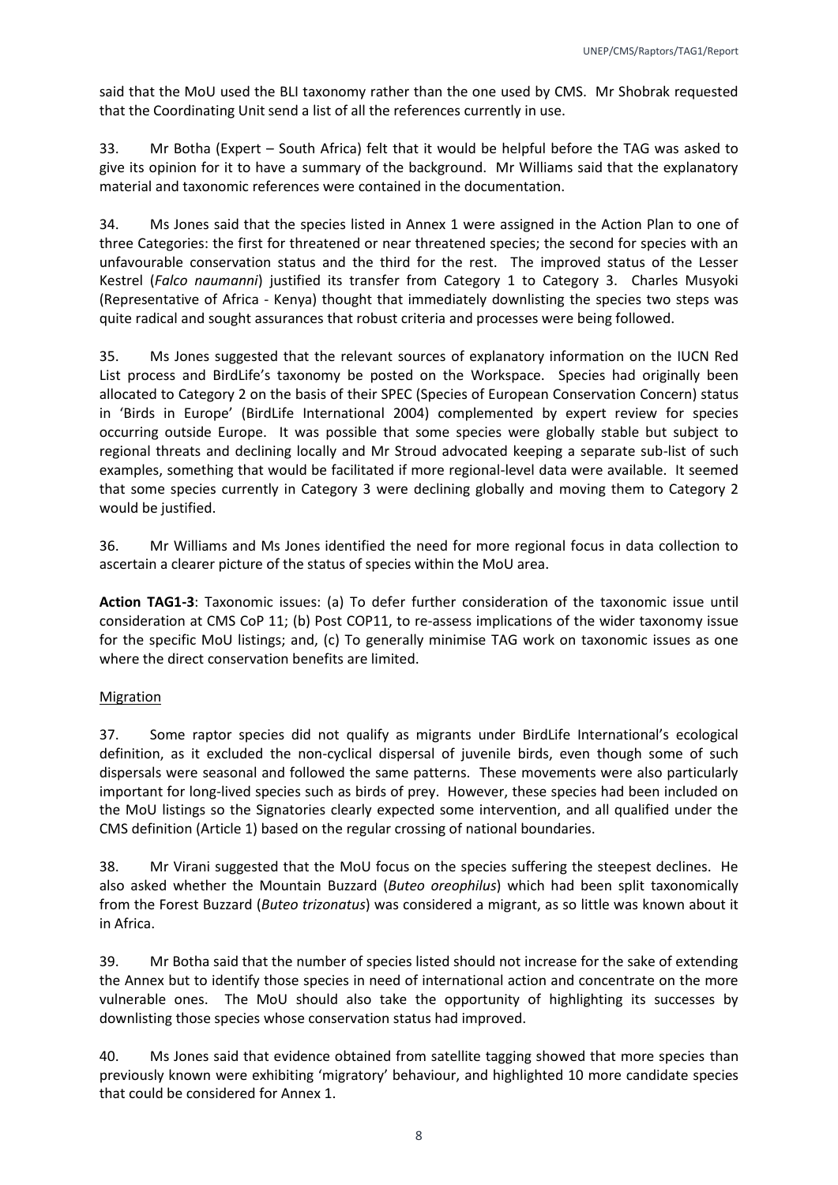said that the MoU used the BLI taxonomy rather than the one used by CMS. Mr Shobrak requested that the Coordinating Unit send a list of all the references currently in use.

33. Mr Botha (Expert – South Africa) felt that it would be helpful before the TAG was asked to give its opinion for it to have a summary of the background. Mr Williams said that the explanatory material and taxonomic references were contained in the documentation.

34. Ms Jones said that the species listed in Annex 1 were assigned in the Action Plan to one of three Categories: the first for threatened or near threatened species; the second for species with an unfavourable conservation status and the third for the rest. The improved status of the Lesser Kestrel (*Falco naumanni*) justified its transfer from Category 1 to Category 3. Charles Musyoki (Representative of Africa - Kenya) thought that immediately downlisting the species two steps was quite radical and sought assurances that robust criteria and processes were being followed.

35. Ms Jones suggested that the relevant sources of explanatory information on the IUCN Red List process and BirdLife's taxonomy be posted on the Workspace. Species had originally been allocated to Category 2 on the basis of their SPEC (Species of European Conservation Concern) status in 'Birds in Europe' (BirdLife International 2004) complemented by expert review for species occurring outside Europe. It was possible that some species were globally stable but subject to regional threats and declining locally and Mr Stroud advocated keeping a separate sub-list of such examples, something that would be facilitated if more regional-level data were available. It seemed that some species currently in Category 3 were declining globally and moving them to Category 2 would be justified.

36. Mr Williams and Ms Jones identified the need for more regional focus in data collection to ascertain a clearer picture of the status of species within the MoU area.

**Action TAG1-3**: Taxonomic issues: (a) To defer further consideration of the taxonomic issue until consideration at CMS CoP 11; (b) Post COP11, to re-assess implications of the wider taxonomy issue for the specific MoU listings; and, (c) To generally minimise TAG work on taxonomic issues as one where the direct conservation benefits are limited.

Migration

37. Some raptor species did not qualify as migrants under BirdLife International's ecological definition, as it excluded the non-cyclical dispersal of juvenile birds, even though some of such dispersals were seasonal and followed the same patterns. These movements were also particularly important for long-lived species such as birds of prey. However, these species had been included on the MoU listings so the Signatories clearly expected some intervention, and all qualified under the CMS definition (Article 1) based on the regular crossing of national boundaries.

38. Mr Virani suggested that the MoU focus on the species suffering the steepest declines. He also asked whether the Mountain Buzzard (*Buteo oreophilus*) which had been split taxonomically from the Forest Buzzard (*Buteo trizonatus*) was considered a migrant, as so little was known about it in Africa.

39. Mr Botha said that the number of species listed should not increase for the sake of extending the Annex but to identify those species in need of international action and concentrate on the more vulnerable ones. The MoU should also take the opportunity of highlighting its successes by downlisting those species whose conservation status had improved.

40. Ms Jones said that evidence obtained from satellite tagging showed that more species than previously known were exhibiting 'migratory' behaviour, and highlighted 10 more candidate species that could be considered for Annex 1.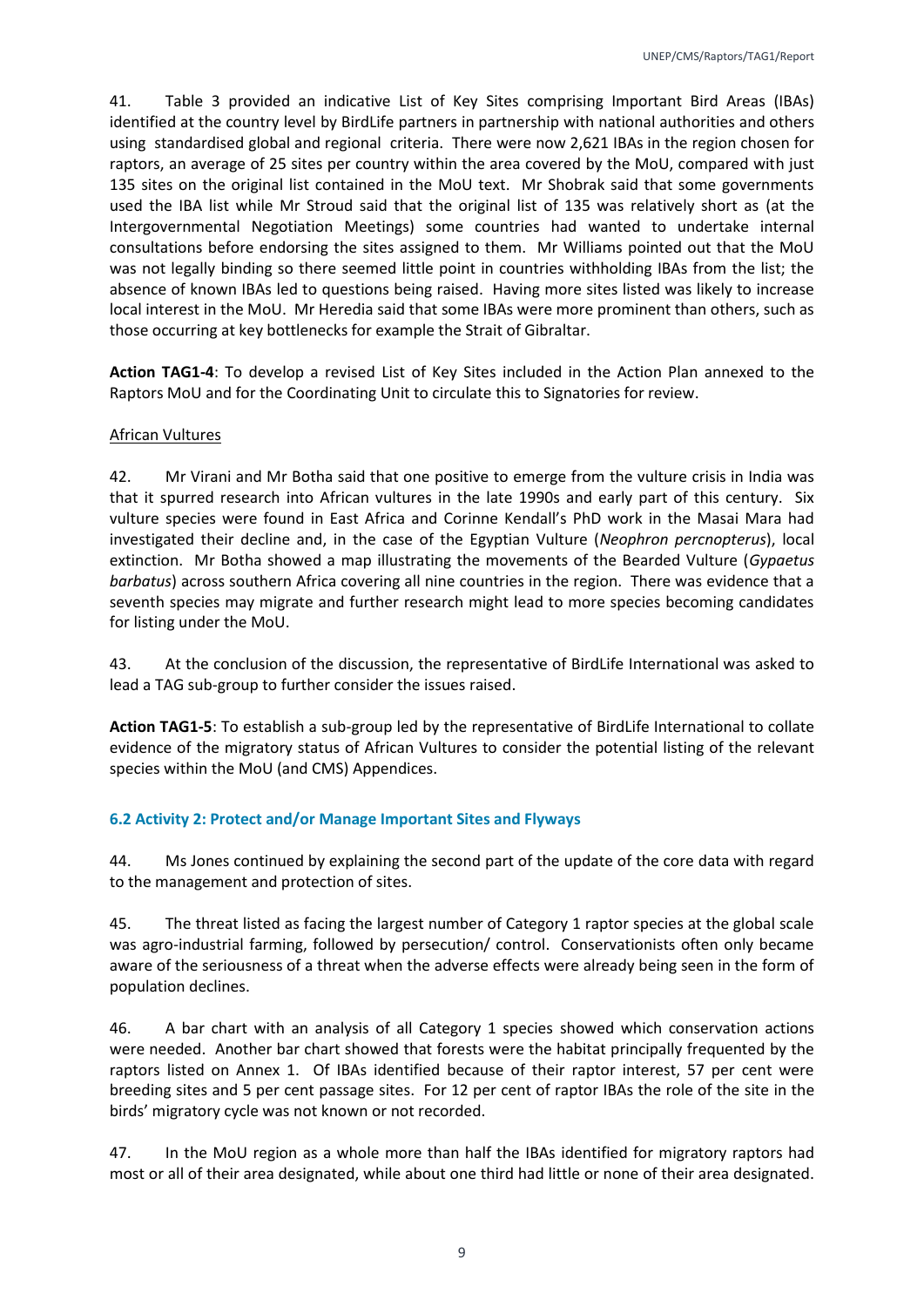41. Table 3 provided an indicative List of Key Sites comprising Important Bird Areas (IBAs) identified at the country level by BirdLife partners in partnership with national authorities and others using standardised global and regional criteria. There were now 2,621 IBAs in the region chosen for raptors, an average of 25 sites per country within the area covered by the MoU, compared with just 135 sites on the original list contained in the MoU text. Mr Shobrak said that some governments used the IBA list while Mr Stroud said that the original list of 135 was relatively short as (at the Intergovernmental Negotiation Meetings) some countries had wanted to undertake internal consultations before endorsing the sites assigned to them. Mr Williams pointed out that the MoU was not legally binding so there seemed little point in countries withholding IBAs from the list; the absence of known IBAs led to questions being raised. Having more sites listed was likely to increase local interest in the MoU. Mr Heredia said that some IBAs were more prominent than others, such as those occurring at key bottlenecks for example the Strait of Gibraltar.

**Action TAG1-4**: To develop a revised List of Key Sites included in the Action Plan annexed to the Raptors MoU and for the Coordinating Unit to circulate this to Signatories for review.

African Vultures

42. Mr Virani and Mr Botha said that one positive to emerge from the vulture crisis in India was that it spurred research into African vultures in the late 1990s and early part of this century. Six vulture species were found in East Africa and Corinne Kendall's PhD work in the Masai Mara had investigated their decline and, in the case of the Egyptian Vulture (*Neophron percnopterus*), local extinction. Mr Botha showed a map illustrating the movements of the Bearded Vulture (*Gypaetus barbatus*) across southern Africa covering all nine countries in the region. There was evidence that a seventh species may migrate and further research might lead to more species becoming candidates for listing under the MoU.

43. At the conclusion of the discussion, the representative of BirdLife International was asked to lead a TAG sub-group to further consider the issues raised.

**Action TAG1-5**: To establish a sub-group led by the representative of BirdLife International to collate evidence of the migratory status of African Vultures to consider the potential listing of the relevant species within the MoU (and CMS) Appendices.

### 6.2 Activity 2: Protect and/or Manage Important Sites and Flyways

44. Ms Jones continued by explaining the second part of the update of the core data with regard to the management and protection of sites.

45. The threat listed as facing the largest number of Category 1 raptor species at the global scale was agro-industrial farming, followed by persecution/ control. Conservationists often only became aware of the seriousness of a threat when the adverse effects were already being seen in the form of population declines.

46. A bar chart with an analysis of all Category 1 species showed which conservation actions were needed. Another bar chart showed that forests were the habitat principally frequented by the raptors listed on Annex 1. Of IBAs identified because of their raptor interest, 57 per cent were breeding sites and 5 per cent passage sites. For 12 per cent of raptor IBAs the role of the site in the birds' migratory cycle was not known or not recorded.

47. In the MoU region as a whole more than half the IBAs identified for migratory raptors had most or all of their area designated, while about one third had little or none of their area designated.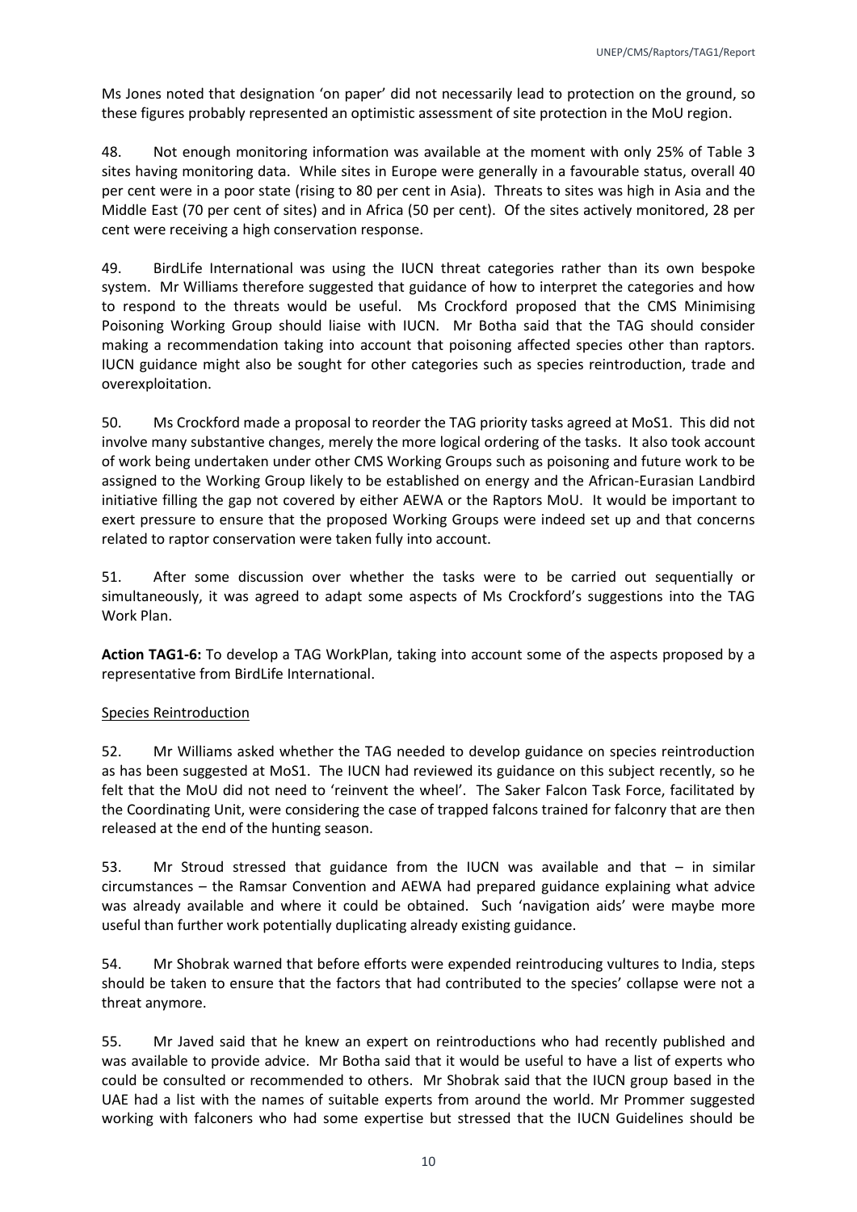Ms Jones noted that designation 'on paper' did not necessarily lead to protection on the ground, so these figures probably represented an optimistic assessment of site protection in the MoU region.

48. Not enough monitoring information was available at the moment with only 25% of Table 3 sites having monitoring data. While sites in Europe were generally in a favourable status, overall 40 per cent were in a poor state (rising to 80 per cent in Asia). Threats to sites was high in Asia and the Middle East (70 per cent of sites) and in Africa (50 per cent). Of the sites actively monitored, 28 per cent were receiving a high conservation response.

49. BirdLife International was using the IUCN threat categories rather than its own bespoke system. Mr Williams therefore suggested that guidance of how to interpret the categories and how to respond to the threats would be useful. Ms Crockford proposed that the CMS Minimising Poisoning Working Group should liaise with IUCN. Mr Botha said that the TAG should consider making a recommendation taking into account that poisoning affected species other than raptors. IUCN guidance might also be sought for other categories such as species reintroduction, trade and overexploitation.

50. Ms Crockford made a proposal to reorder the TAG priority tasks agreed at MoS1. This did not involve many substantive changes, merely the more logical ordering of the tasks. It also took account of work being undertaken under other CMS Working Groups such as poisoning and future work to be assigned to the Working Group likely to be established on energy and the African-Eurasian Landbird initiative filling the gap not covered by either AEWA or the Raptors MoU. It would be important to exert pressure to ensure that the proposed Working Groups were indeed set up and that concerns related to raptor conservation were taken fully into account.

51. After some discussion over whether the tasks were to be carried out sequentially or simultaneously, it was agreed to adapt some aspects of Ms Crockford's suggestions into the TAG Work Plan.

**Action TAG1-6:** To develop a TAG WorkPlan, taking into account some of the aspects proposed by a representative from BirdLife International.

<u>Species Reintroduction</u>

52. Mr Williams asked whether the TAG needed to develop guidance on species reintroduction as has been suggested at MoS1. The IUCN had reviewed its guidance on this subject recently, so he felt that the MoU did not need to 'reinvent the wheel'. The Saker Falcon Task Force, facilitated by the Coordinating Unit, were considering the case of trapped falcons trained for falconry that are then released at the end of the hunting season.

53. Mr Stroud stressed that guidance from the IUCN was available and that – in similar circumstances – the Ramsar Convention and AEWA had prepared guidance explaining what advice was already available and where it could be obtained. Such 'navigation aids' were maybe more useful than further work potentially duplicating already existing guidance.

54. Mr Shobrak warned that before efforts were expended reintroducing vultures to India, steps should be taken to ensure that the factors that had contributed to the species' collapse were not a threat anymore.

55. Mr Javed said that he knew an expert on reintroductions who had recently published and was available to provide advice. Mr Botha said that it would be useful to have a list of experts who could be consulted or recommended to others. Mr Shobrak said that the IUCN group based in the UAE had a list with the names of suitable experts from around the world. Mr Prommer suggested working with falconers who had some expertise but stressed that the IUCN Guidelines should be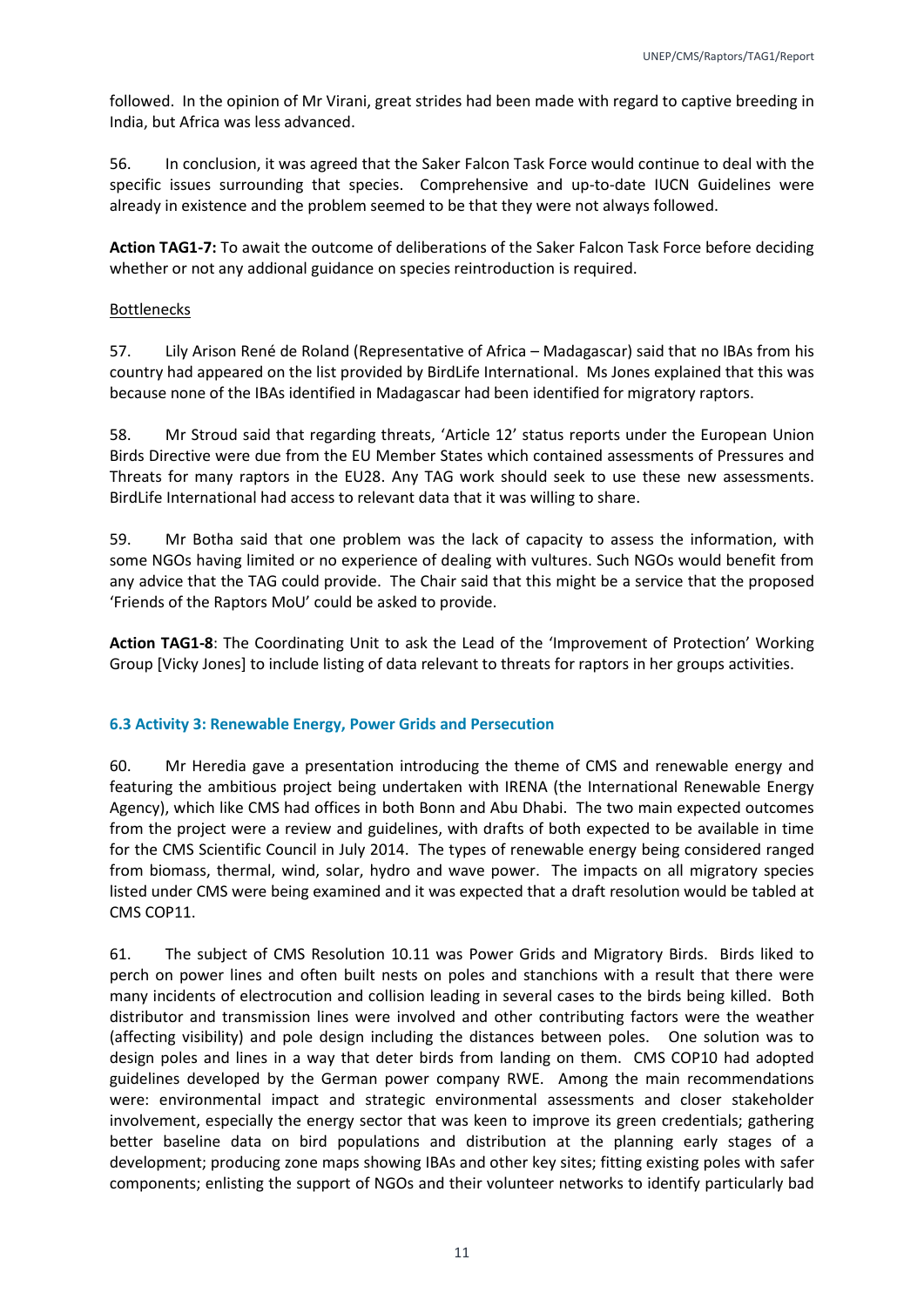followed. In the opinion of Mr Virani, great strides had been made with regard to captive breeding in India, but Africa was less advanced.

56. In conclusion, it was agreed that the Saker Falcon Task Force would continue to deal with the specific issues surrounding that species. Comprehensive and up-to-date IUCN Guidelines were already in existence and the problem seemed to be that they were not always followed.

**Action TAG1-7:** To await the outcome of deliberations of the Saker Falcon Task Force before deciding whether or not any addional guidance on species reintroduction is required.

Bottlenecks

57. Lily Arison René de Roland (Representative of Africa – Madagascar) said that no IBAs from his country had appeared on the list provided by BirdLife International. Ms Jones explained that this was because none of the IBAs identified in Madagascar had been identified for migratory raptors.

58. Mr Stroud said that regarding threats, 'Article 12' status reports under the European Union Birds Directive were due from the EU Member States which contained assessments of Pressures and Threats for many raptors in the EU28. Any TAG work should seek to use these new assessments. BirdLife International had access to relevant data that it was willing to share.

59. Mr Botha said that one problem was the lack of capacity to assess the information, with some NGOs having limited or no experience of dealing with vultures. Such NGOs would benefit from any advice that the TAG could provide. The Chair said that this might be a service that the proposed 'Friends of the Raptors MoU' could be asked to provide.

**Action TAG1-8**: The Coordinating Unit to ask the Lead of the 'Improvement of Protection' Working Group [Vicky Jones] to include listing of data relevant to threats for raptors in her groups activities.

### 6.3 Activity 3: Renewable Energy, Power Grids and Persecution

60. Mr Heredia gave a presentation introducing the theme of CMS and renewable energy and featuring the ambitious project being undertaken with IRENA (the International Renewable Energy Agency), which like CMS had offices in both Bonn and Abu Dhabi. The two main expected outcomes from the project were a review and guidelines, with drafts of both expected to be available in time for the CMS Scientific Council in July 2014. The types of renewable energy being considered ranged from biomass, thermal, wind, solar, hydro and wave power. The impacts on all migratory species listed under CMS were being examined and it was expected that a draft resolution would be tabled at CMS COP11.

61. The subject of CMS Resolution 10.11 was Power Grids and Migratory Birds. Birds liked to perch on power lines and often built nests on poles and stanchions with a result that there were many incidents of electrocution and collision leading in several cases to the birds being killed. Both distributor and transmission lines were involved and other contributing factors were the weather (affecting visibility) and pole design including the distances between poles. One solution was to design poles and lines in a way that deter birds from landing on them. CMS COP10 had adopted guidelines developed by the German power company RWE. Among the main recommendations were: environmental impact and strategic environmental assessments and closer stakeholder involvement, especially the energy sector that was keen to improve its green credentials; gathering better baseline data on bird populations and distribution at the planning early stages of a development; producing zone maps showing IBAs and other key sites; fitting existing poles with safer components; enlisting the support of NGOs and their volunteer networks to identify particularly bad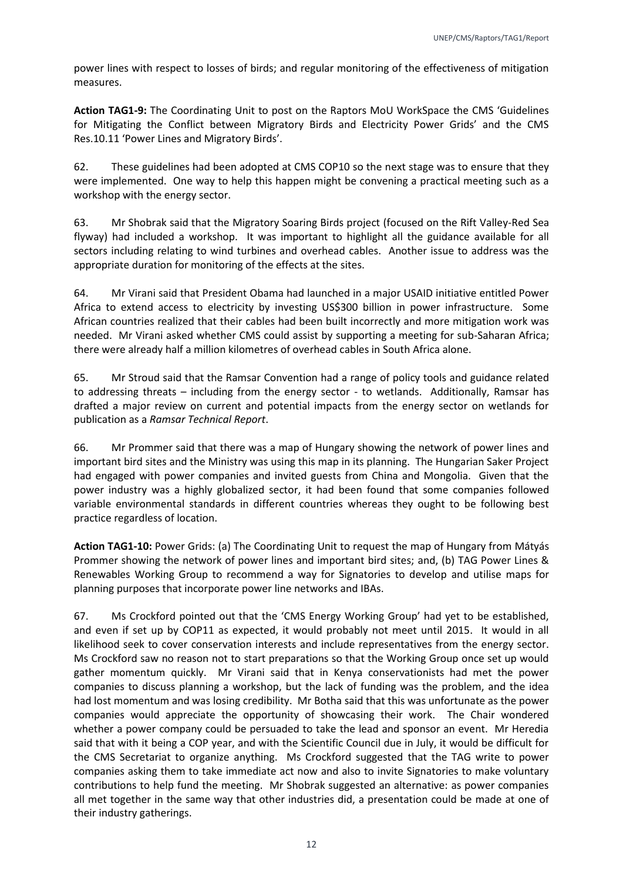power lines with respect to losses of birds; and regular monitoring of the effectiveness of mitigation measures.

**Action TAG1-9:** The Coordinating Unit to post on the Raptors MoU WorkSpace the CMS 'Guidelines for Mitigating the Conflict between Migratory Birds and Electricity Power Grids' and the CMS Res.10.11 'Power Lines and Migratory Birds'.

62. These guidelines had been adopted at CMS COP10 so the next stage was to ensure that they were implemented. One way to help this happen might be convening a practical meeting such as a workshop with the energy sector.

63. Mr Shobrak said that the Migratory Soaring Birds project (focused on the Rift Valley-Red Sea flyway) had included a workshop. It was important to highlight all the guidance available for all sectors including relating to wind turbines and overhead cables. Another issue to address was the appropriate duration for monitoring of the effects at the sites.

64. Mr Virani said that President Obama had launched in a major USAID initiative entitled Power Africa to extend access to electricity by investing US$300 billion in power infrastructure. Some African countries realized that their cables had been built incorrectly and more mitigation work was needed. Mr Virani asked whether CMS could assist by supporting a meeting for sub-Saharan Africa; there were already half a million kilometres of overhead cables in South Africa alone.

65. Mr Stroud said that the Ramsar Convention had a range of policy tools and guidance related to addressing threats – including from the energy sector - to wetlands. Additionally, Ramsar has drafted a major review on current and potential impacts from the energy sector on wetlands for publication as a *Ramsar Technical Report*.

66. Mr Prommer said that there was a map of Hungary showing the network of power lines and important bird sites and the Ministry was using this map in its planning. The Hungarian Saker Project had engaged with power companies and invited guests from China and Mongolia. Given that the power industry was a highly globalized sector, it had been found that some companies followed variable environmental standards in different countries whereas they ought to be following best practice regardless of location.

**Action TAG1-10:** Power Grids: (a) The Coordinating Unit to request the map of Hungary from Mátyás Prommer showing the network of power lines and important bird sites; and, (b) TAG Power Lines & Renewables Working Group to recommend a way for Signatories to develop and utilise maps for planning purposes that incorporate power line networks and IBAs.

67. Ms Crockford pointed out that the 'CMS Energy Working Group' had yet to be established, and even if set up by COP11 as expected, it would probably not meet until 2015. It would in all likelihood seek to cover conservation interests and include representatives from the energy sector. Ms Crockford saw no reason not to start preparations so that the Working Group once set up would gather momentum quickly. Mr Virani said that in Kenya conservationists had met the power companies to discuss planning a workshop, but the lack of funding was the problem, and the idea had lost momentum and was losing credibility. Mr Botha said that this was unfortunate as the power companies would appreciate the opportunity of showcasing their work. The Chair wondered whether a power company could be persuaded to take the lead and sponsor an event. Mr Heredia said that with it being a COP year, and with the Scientific Council due in July, it would be difficult for the CMS Secretariat to organize anything. Ms Crockford suggested that the TAG write to power companies asking them to take immediate act now and also to invite Signatories to make voluntary contributions to help fund the meeting. Mr Shobrak suggested an alternative: as power companies all met together in the same way that other industries did, a presentation could be made at one of their industry gatherings.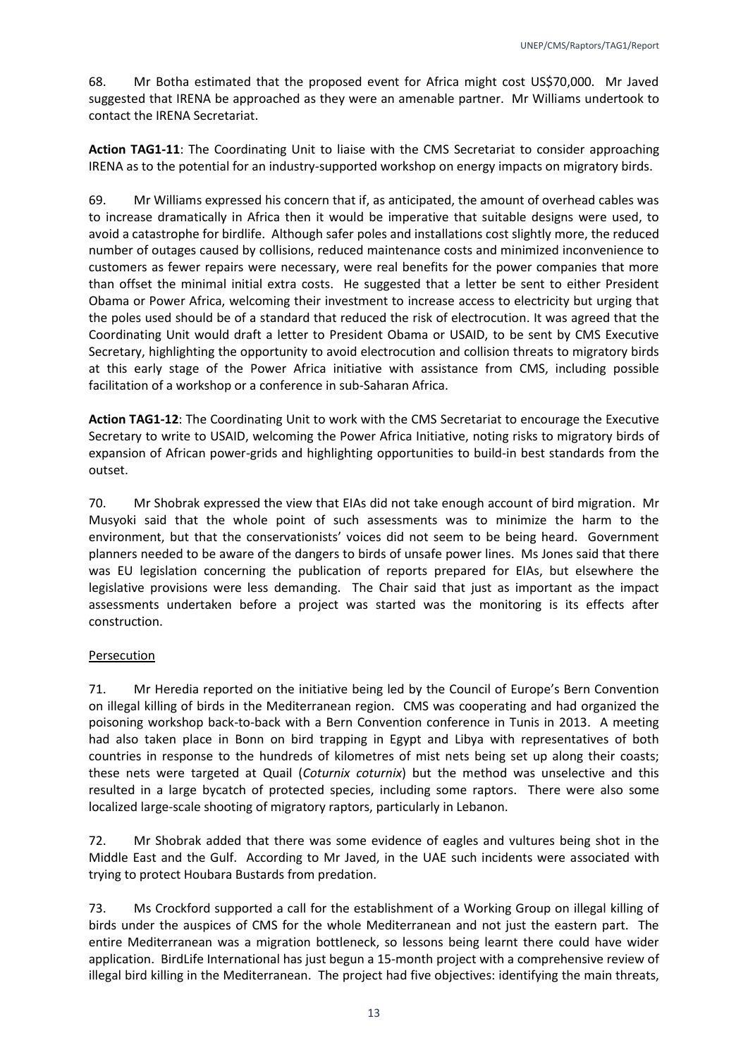68. Mr Botha estimated that the proposed event for Africa might cost US$70,000. Mr Javed suggested that IRENA be approached as they were an amenable partner. Mr Williams undertook to contact the IRENA Secretariat.

**Action TAG1-11**: The Coordinating Unit to liaise with the CMS Secretariat to consider approaching IRENA as to the potential for an industry-supported workshop on energy impacts on migratory birds.

69. Mr Williams expressed his concern that if, as anticipated, the amount of overhead cables was to increase dramatically in Africa then it would be imperative that suitable designs were used, to avoid a catastrophe for birdlife. Although safer poles and installations cost slightly more, the reduced number of outages caused by collisions, reduced maintenance costs and minimized inconvenience to customers as fewer repairs were necessary, were real benefits for the power companies that more than offset the minimal initial extra costs. He suggested that a letter be sent to either President Obama or Power Africa, welcoming their investment to increase access to electricity but urging that the poles used should be of a standard that reduced the risk of electrocution. It was agreed that the Coordinating Unit would draft a letter to President Obama or USAID, to be sent by CMS Executive Secretary, highlighting the opportunity to avoid electrocution and collision threats to migratory birds at this early stage of the Power Africa initiative with assistance from CMS, including possible facilitation of a workshop or a conference in sub-Saharan Africa.

**Action TAG1-12**: The Coordinating Unit to work with the CMS Secretariat to encourage the Executive Secretary to write to USAID, welcoming the Power Africa Initiative, noting risks to migratory birds of expansion of African power-grids and highlighting opportunities to build-in best standards from the outset.

70. Mr Shobrak expressed the view that EIAs did not take enough account of bird migration. Mr Musyoki said that the whole point of such assessments was to minimize the harm to the environment, but that the conservationists' voices did not seem to be being heard. Government planners needed to be aware of the dangers to birds of unsafe power lines. Ms Jones said that there was EU legislation concerning the publication of reports prepared for EIAs, but elsewhere the legislative provisions were less demanding. The Chair said that just as important as the impact assessments undertaken before a project was started was the monitoring is its effects after construction.

Persecution

71. Mr Heredia reported on the initiative being led by the Council of Europe's Bern Convention on illegal killing of birds in the Mediterranean region. CMS was cooperating and had organized the poisoning workshop back-to-back with a Bern Convention conference in Tunis in 2013. A meeting had also taken place in Bonn on bird trapping in Egypt and Libya with representatives of both countries in response to the hundreds of kilometres of mist nets being set up along their coasts; these nets were targeted at Quail (*Coturnix coturnix*) but the method was unselective and this resulted in a large bycatch of protected species, including some raptors. There were also some localized large-scale shooting of migratory raptors, particularly in Lebanon.

72. Mr Shobrak added that there was some evidence of eagles and vultures being shot in the Middle East and the Gulf. According to Mr Javed, in the UAE such incidents were associated with trying to protect Houbara Bustards from predation.

73. Ms Crockford supported a call for the establishment of a Working Group on illegal killing of birds under the auspices of CMS for the whole Mediterranean and not just the eastern part. The entire Mediterranean was a migration bottleneck, so lessons being learnt there could have wider application. BirdLife International has just begun a 15-month project with a comprehensive review of illegal bird killing in the Mediterranean. The project had five objectives: identifying the main threats,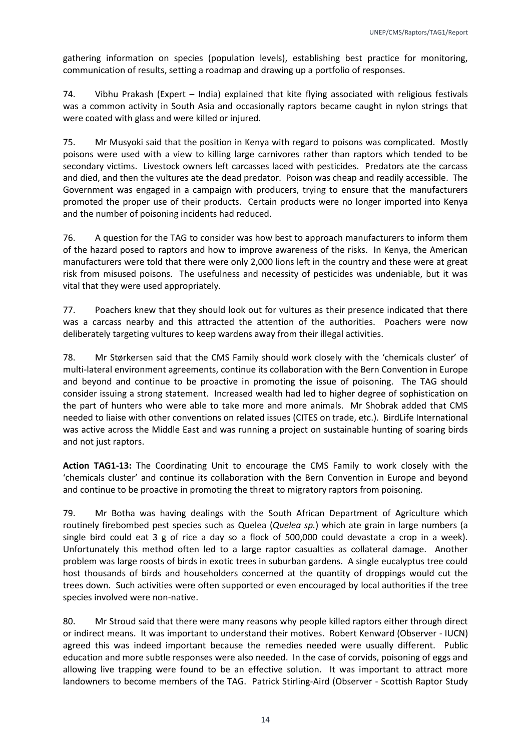gathering information on species (population levels), establishing best practice for monitoring, communication of results, setting a roadmap and drawing up a portfolio of responses.

74. Vibhu Prakash (Expert – India) explained that kite flying associated with religious festivals was a common activity in South Asia and occasionally raptors became caught in nylon strings that were coated with glass and were killed or injured.

75. Mr Musyoki said that the position in Kenya with regard to poisons was complicated. Mostly poisons were used with a view to killing large carnivores rather than raptors which tended to be secondary victims. Livestock owners left carcasses laced with pesticides. Predators ate the carcass and died, and then the vultures ate the dead predator. Poison was cheap and readily accessible. The Government was engaged in a campaign with producers, trying to ensure that the manufacturers promoted the proper use of their products. Certain products were no longer imported into Kenya and the number of poisoning incidents had reduced.

76. A question for the TAG to consider was how best to approach manufacturers to inform them of the hazard posed to raptors and how to improve awareness of the risks. In Kenya, the American manufacturers were told that there were only 2,000 lions left in the country and these were at great risk from misused poisons. The usefulness and necessity of pesticides was undeniable, but it was vital that they were used appropriately.

77. Poachers knew that they should look out for vultures as their presence indicated that there was a carcass nearby and this attracted the attention of the authorities. Poachers were now deliberately targeting vultures to keep wardens away from their illegal activities.

78. Mr Størkersen said that the CMS Family should work closely with the 'chemicals cluster' of multi-lateral environment agreements, continue its collaboration with the Bern Convention in Europe and beyond and continue to be proactive in promoting the issue of poisoning. The TAG should consider issuing a strong statement. Increased wealth had led to higher degree of sophistication on the part of hunters who were able to take more and more animals. Mr Shobrak added that CMS needed to liaise with other conventions on related issues (CITES on trade, etc.). BirdLife International was active across the Middle East and was running a project on sustainable hunting of soaring birds and not just raptors.

**Action TAG1-13:** The Coordinating Unit to encourage the CMS Family to work closely with the 'chemicals cluster' and continue its collaboration with the Bern Convention in Europe and beyond and continue to be proactive in promoting the threat to migratory raptors from poisoning.

79. Mr Botha was having dealings with the South African Department of Agriculture which routinely firebombed pest species such as Quelea (*Quelea sp.*) which ate grain in large numbers (a single bird could eat 3 g of rice a day so a flock of 500,000 could devastate a crop in a week). Unfortunately this method often led to a large raptor casualties as collateral damage. Another problem was large roosts of birds in exotic trees in suburban gardens. A single eucalyptus tree could host thousands of birds and householders concerned at the quantity of droppings would cut the trees down. Such activities were often supported or even encouraged by local authorities if the tree species involved were non-native.

80. Mr Stroud said that there were many reasons why people killed raptors either through direct or indirect means. It was important to understand their motives. Robert Kenward (Observer - IUCN) agreed this was indeed important because the remedies needed were usually different. Public education and more subtle responses were also needed. In the case of corvids, poisoning of eggs and allowing live trapping were found to be an effective solution. It was important to attract more landowners to become members of the TAG. Patrick Stirling-Aird (Observer - Scottish Raptor Study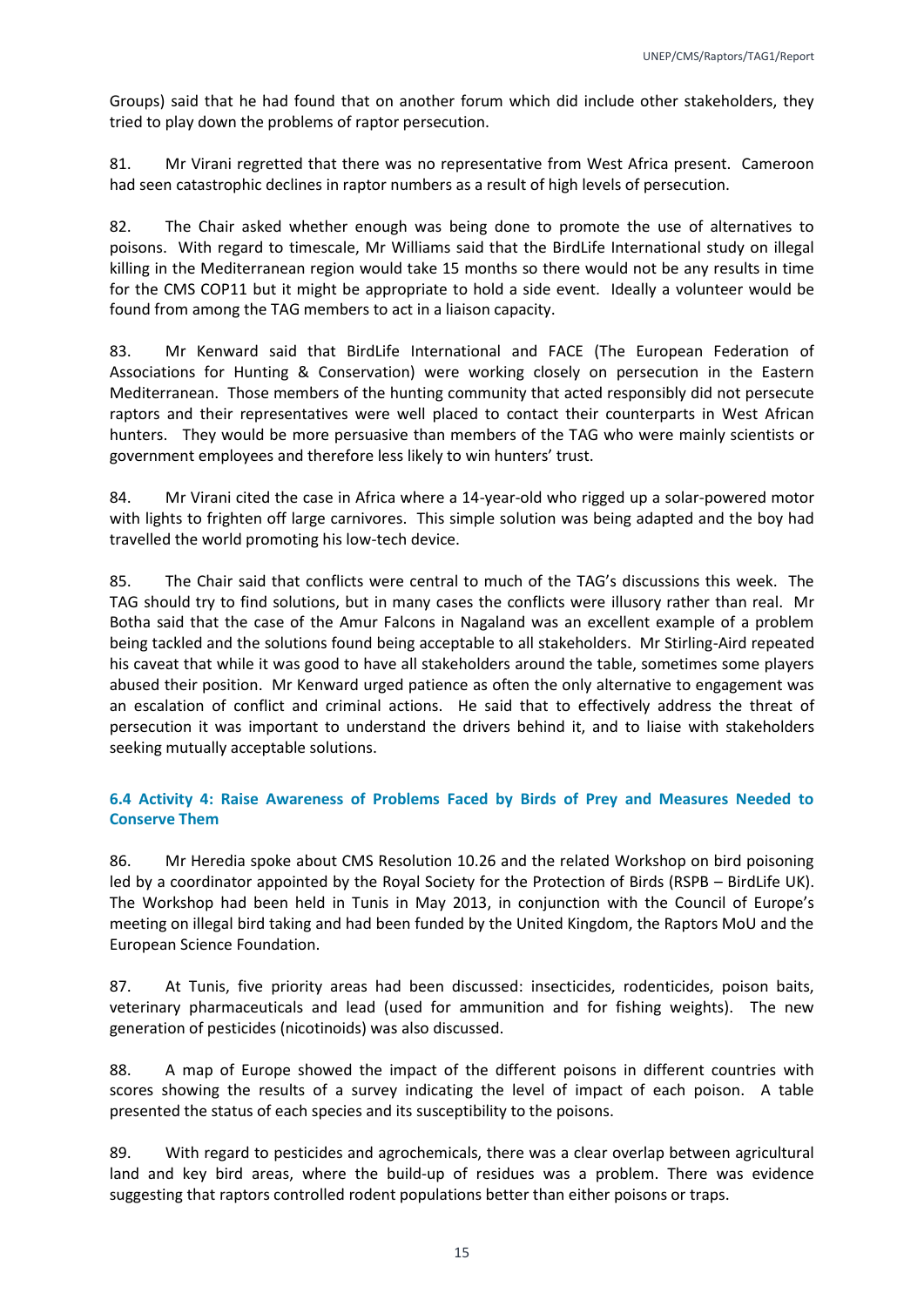Groups) said that he had found that on another forum which did include other stakeholders, they tried to play down the problems of raptor persecution.

81. Mr Virani regretted that there was no representative from West Africa present. Cameroon had seen catastrophic declines in raptor numbers as a result of high levels of persecution.

82. The Chair asked whether enough was being done to promote the use of alternatives to poisons. With regard to timescale, Mr Williams said that the BirdLife International study on illegal killing in the Mediterranean region would take 15 months so there would not be any results in time for the CMS COP11 but it might be appropriate to hold a side event. Ideally a volunteer would be found from among the TAG members to act in a liaison capacity.

83. Mr Kenward said that BirdLife International and FACE (The European Federation of Associations for Hunting & Conservation) were working closely on persecution in the Eastern Mediterranean. Those members of the hunting community that acted responsibly did not persecute raptors and their representatives were well placed to contact their counterparts in West African hunters. They would be more persuasive than members of the TAG who were mainly scientists or government employees and therefore less likely to win hunters' trust.

84. Mr Virani cited the case in Africa where a 14-year-old who rigged up a solar-powered motor with lights to frighten off large carnivores. This simple solution was being adapted and the boy had travelled the world promoting his low-tech device.

85. The Chair said that conflicts were central to much of the TAG's discussions this week. The TAG should try to find solutions, but in many cases the conflicts were illusory rather than real. Mr Botha said that the case of the Amur Falcons in Nagaland was an excellent example of a problem being tackled and the solutions found being acceptable to all stakeholders. Mr Stirling-Aird repeated his caveat that while it was good to have all stakeholders around the table, sometimes some players abused their position. Mr Kenward urged patience as often the only alternative to engagement was an escalation of conflict and criminal actions. He said that to effectively address the threat of persecution it was important to understand the drivers behind it, and to liaise with stakeholders seeking mutually acceptable solutions.

### 6.4 Activity 4: Raise Awareness of Problems Faced by Birds of Prey and Measures Needed to Conserve Them

86. Mr Heredia spoke about CMS Resolution 10.26 and the related Workshop on bird poisoning led by a coordinator appointed by the Royal Society for the Protection of Birds (RSPB – BirdLife UK). The Workshop had been held in Tunis in May 2013, in conjunction with the Council of Europe's meeting on illegal bird taking and had been funded by the United Kingdom, the Raptors MoU and the European Science Foundation.

87. At Tunis, five priority areas had been discussed: insecticides, rodenticides, poison baits, veterinary pharmaceuticals and lead (used for ammunition and for fishing weights). The new generation of pesticides (nicotinoids) was also discussed.

88. A map of Europe showed the impact of the different poisons in different countries with scores showing the results of a survey indicating the level of impact of each poison. A table presented the status of each species and its susceptibility to the poisons.

89. With regard to pesticides and agrochemicals, there was a clear overlap between agricultural land and key bird areas, where the build-up of residues was a problem. There was evidence suggesting that raptors controlled rodent populations better than either poisons or traps.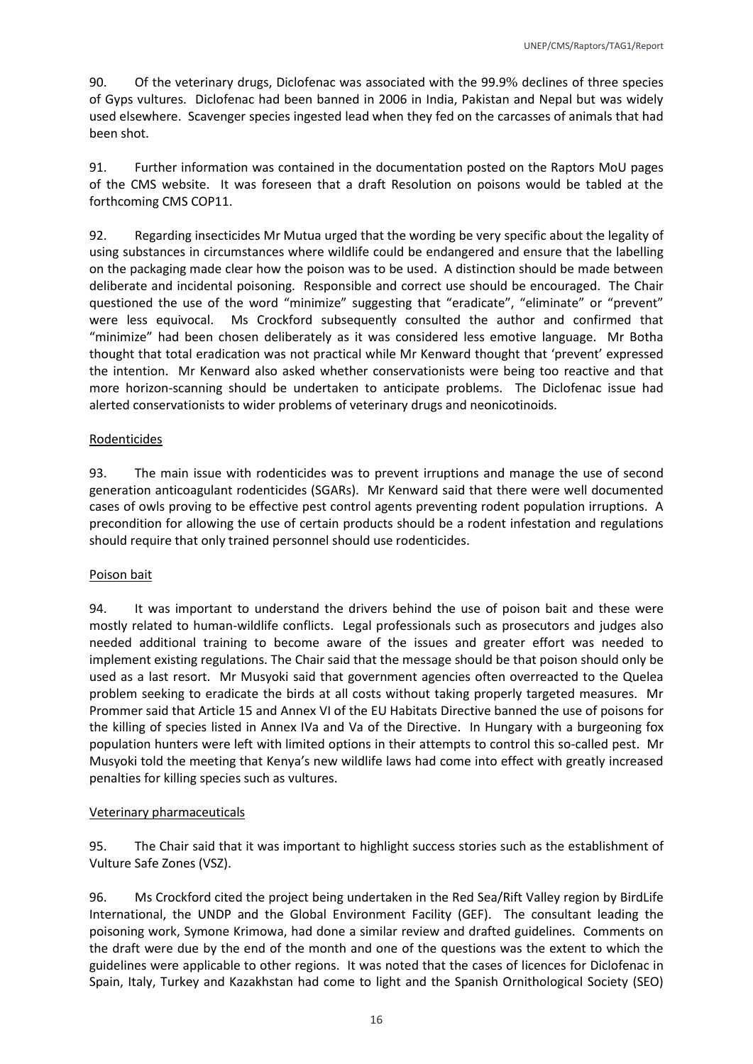90. Of the veterinary drugs, Diclofenac was associated with the 99.9% declines of three species of Gyps vultures. Diclofenac had been banned in 2006 in India, Pakistan and Nepal but was widely used elsewhere. Scavenger species ingested lead when they fed on the carcasses of animals that had been shot.

91. Further information was contained in the documentation posted on the Raptors MoU pages of the CMS website. It was foreseen that a draft Resolution on poisons would be tabled at the forthcoming CMS COP11.

92. Regarding insecticides Mr Mutua urged that the wording be very specific about the legality of using substances in circumstances where wildlife could be endangered and ensure that the labelling on the packaging made clear how the poison was to be used. A distinction should be made between deliberate and incidental poisoning. Responsible and correct use should be encouraged. The Chair questioned the use of the word "minimize" suggesting that "eradicate", "eliminate" or "prevent" were less equivocal. Ms Crockford subsequently consulted the author and confirmed that "minimize" had been chosen deliberately as it was considered less emotive language. Mr Botha thought that total eradication was not practical while Mr Kenward thought that 'prevent' expressed the intention. Mr Kenward also asked whether conservationists were being too reactive and that more horizon-scanning should be undertaken to anticipate problems. The Diclofenac issue had alerted conservationists to wider problems of veterinary drugs and neonicotinoids.

Rodenticides

93. The main issue with rodenticides was to prevent irruptions and manage the use of second generation anticoagulant rodenticides (SGARs). Mr Kenward said that there were well documented cases of owls proving to be effective pest control agents preventing rodent population irruptions. A precondition for allowing the use of certain products should be a rodent infestation and regulations should require that only trained personnel should use rodenticides.

Poison bait

94. It was important to understand the drivers behind the use of poison bait and these were mostly related to human-wildlife conflicts. Legal professionals such as prosecutors and judges also needed additional training to become aware of the issues and greater effort was needed to implement existing regulations. The Chair said that the message should be that poison should only be used as a last resort. Mr Musyoki said that government agencies often overreacted to the Quelea problem seeking to eradicate the birds at all costs without taking properly targeted measures. Mr Prommer said that Article 15 and Annex VI of the EU Habitats Directive banned the use of poisons for the killing of species listed in Annex IVa and Va of the Directive. In Hungary with a burgeoning fox population hunters were left with limited options in their attempts to control this so-called pest. Mr Musyoki told the meeting that Kenya's new wildlife laws had come into effect with greatly increased penalties for killing species such as vultures.

Veterinary pharmaceuticals

95. The Chair said that it was important to highlight success stories such as the establishment of Vulture Safe Zones (VSZ).

96. Ms Crockford cited the project being undertaken in the Red Sea/Rift Valley region by BirdLife International, the UNDP and the Global Environment Facility (GEF). The consultant leading the poisoning work, Symone Krimowa, had done a similar review and drafted guidelines. Comments on the draft were due by the end of the month and one of the questions was the extent to which the guidelines were applicable to other regions. It was noted that the cases of licences for Diclofenac in Spain, Italy, Turkey and Kazakhstan had come to light and the Spanish Ornithological Society (SEO)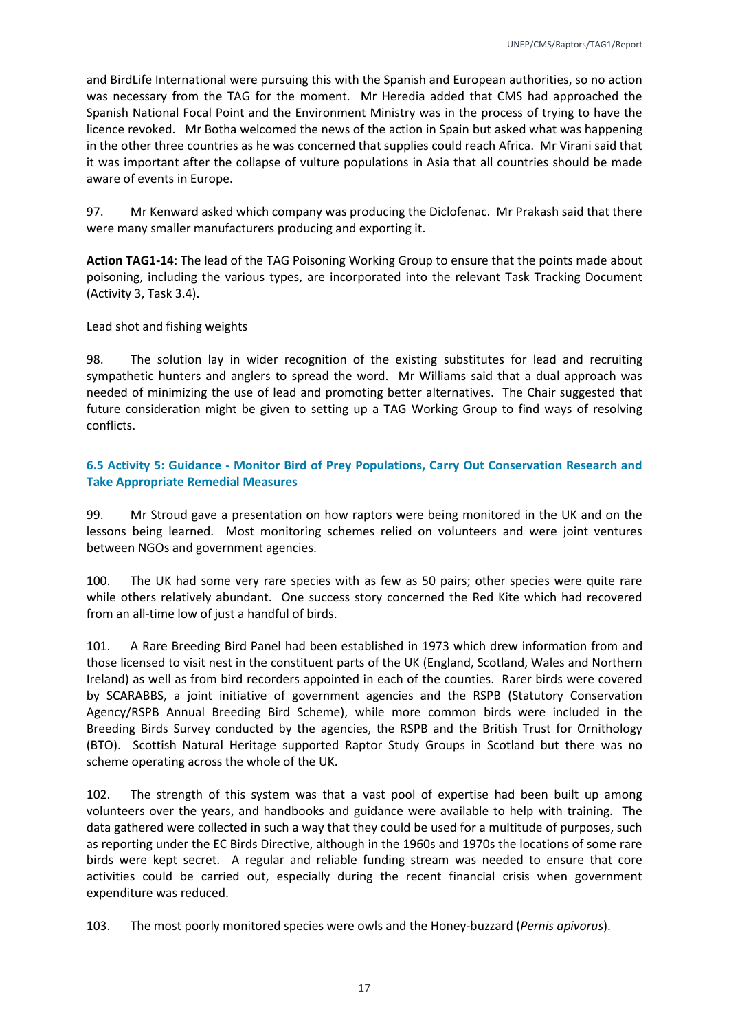and BirdLife International were pursuing this with the Spanish and European authorities, so no action was necessary from the TAG for the moment. Mr Heredia added that CMS had approached the Spanish National Focal Point and the Environment Ministry was in the process of trying to have the licence revoked. Mr Botha welcomed the news of the action in Spain but asked what was happening in the other three countries as he was concerned that supplies could reach Africa. Mr Virani said that it was important after the collapse of vulture populations in Asia that all countries should be made aware of events in Europe.

97. Mr Kenward asked which company was producing the Diclofenac. Mr Prakash said that there were many smaller manufacturers producing and exporting it.

**Action TAG1-14**: The lead of the TAG Poisoning Working Group to ensure that the points made about poisoning, including the various types, are incorporated into the relevant Task Tracking Document (Activity 3, Task 3.4).

Lead shot and fishing weights

98. The solution lay in wider recognition of the existing substitutes for lead and recruiting sympathetic hunters and anglers to spread the word. Mr Williams said that a dual approach was needed of minimizing the use of lead and promoting better alternatives. The Chair suggested that future consideration might be given to setting up a TAG Working Group to find ways of resolving conflicts.

### 6.5 Activity 5: Guidance - Monitor Bird of Prey Populations, Carry Out Conservation Research and Take Appropriate Remedial Measures

99. Mr Stroud gave a presentation on how raptors were being monitored in the UK and on the lessons being learned. Most monitoring schemes relied on volunteers and were joint ventures between NGOs and government agencies.

100. The UK had some very rare species with as few as 50 pairs; other species were quite rare while others relatively abundant. One success story concerned the Red Kite which had recovered from an all-time low of just a handful of birds.

101. A Rare Breeding Bird Panel had been established in 1973 which drew information from and those licensed to visit nest in the constituent parts of the UK (England, Scotland, Wales and Northern Ireland) as well as from bird recorders appointed in each of the counties. Rarer birds were covered by SCARABBS, a joint initiative of government agencies and the RSPB (Statutory Conservation Agency/RSPB Annual Breeding Bird Scheme), while more common birds were included in the Breeding Birds Survey conducted by the agencies, the RSPB and the British Trust for Ornithology (BTO). Scottish Natural Heritage supported Raptor Study Groups in Scotland but there was no scheme operating across the whole of the UK.

102. The strength of this system was that a vast pool of expertise had been built up among volunteers over the years, and handbooks and guidance were available to help with training. The data gathered were collected in such a way that they could be used for a multitude of purposes, such as reporting under the EC Birds Directive, although in the 1960s and 1970s the locations of some rare birds were kept secret. A regular and reliable funding stream was needed to ensure that core activities could be carried out, especially during the recent financial crisis when government expenditure was reduced.

103. The most poorly monitored species were owls and the Honey-buzzard (*Pernis apivorus*).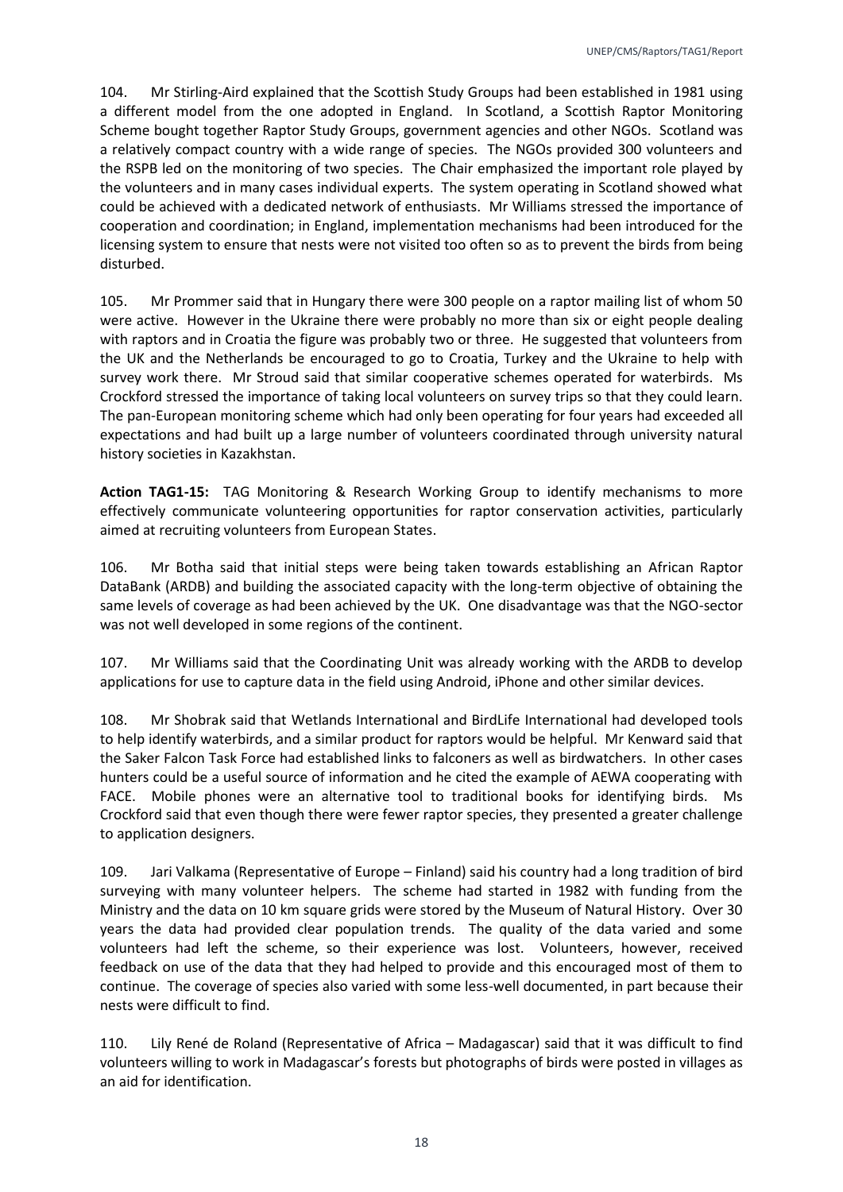104. Mr Stirling-Aird explained that the Scottish Study Groups had been established in 1981 using a different model from the one adopted in England. In Scotland, a Scottish Raptor Monitoring Scheme bought together Raptor Study Groups, government agencies and other NGOs. Scotland was a relatively compact country with a wide range of species. The NGOs provided 300 volunteers and the RSPB led on the monitoring of two species. The Chair emphasized the important role played by the volunteers and in many cases individual experts. The system operating in Scotland showed what could be achieved with a dedicated network of enthusiasts. Mr Williams stressed the importance of cooperation and coordination; in England, implementation mechanisms had been introduced for the licensing system to ensure that nests were not visited too often so as to prevent the birds from being disturbed.

105. Mr Prommer said that in Hungary there were 300 people on a raptor mailing list of whom 50 were active. However in the Ukraine there were probably no more than six or eight people dealing with raptors and in Croatia the figure was probably two or three. He suggested that volunteers from the UK and the Netherlands be encouraged to go to Croatia, Turkey and the Ukraine to help with survey work there. Mr Stroud said that similar cooperative schemes operated for waterbirds. Ms Crockford stressed the importance of taking local volunteers on survey trips so that they could learn. The pan-European monitoring scheme which had only been operating for four years had exceeded all expectations and had built up a large number of volunteers coordinated through university natural history societies in Kazakhstan.

**Action TAG1-15:** TAG Monitoring & Research Working Group to identify mechanisms to more effectively communicate volunteering opportunities for raptor conservation activities, particularly aimed at recruiting volunteers from European States.

106. Mr Botha said that initial steps were being taken towards establishing an African Raptor DataBank (ARDB) and building the associated capacity with the long-term objective of obtaining the same levels of coverage as had been achieved by the UK. One disadvantage was that the NGO-sector was not well developed in some regions of the continent.

107. Mr Williams said that the Coordinating Unit was already working with the ARDB to develop applications for use to capture data in the field using Android, iPhone and other similar devices.

108. Mr Shobrak said that Wetlands International and BirdLife International had developed tools to help identify waterbirds, and a similar product for raptors would be helpful. Mr Kenward said that the Saker Falcon Task Force had established links to falconers as well as birdwatchers. In other cases hunters could be a useful source of information and he cited the example of AEWA cooperating with FACE. Mobile phones were an alternative tool to traditional books for identifying birds. Ms Crockford said that even though there were fewer raptor species, they presented a greater challenge to application designers.

109. Jari Valkama (Representative of Europe – Finland) said his country had a long tradition of bird surveying with many volunteer helpers. The scheme had started in 1982 with funding from the Ministry and the data on 10 km square grids were stored by the Museum of Natural History. Over 30 years the data had provided clear population trends. The quality of the data varied and some volunteers had left the scheme, so their experience was lost. Volunteers, however, received feedback on use of the data that they had helped to provide and this encouraged most of them to continue. The coverage of species also varied with some less-well documented, in part because their nests were difficult to find.

110. Lily René de Roland (Representative of Africa – Madagascar) said that it was difficult to find volunteers willing to work in Madagascar's forests but photographs of birds were posted in villages as an aid for identification.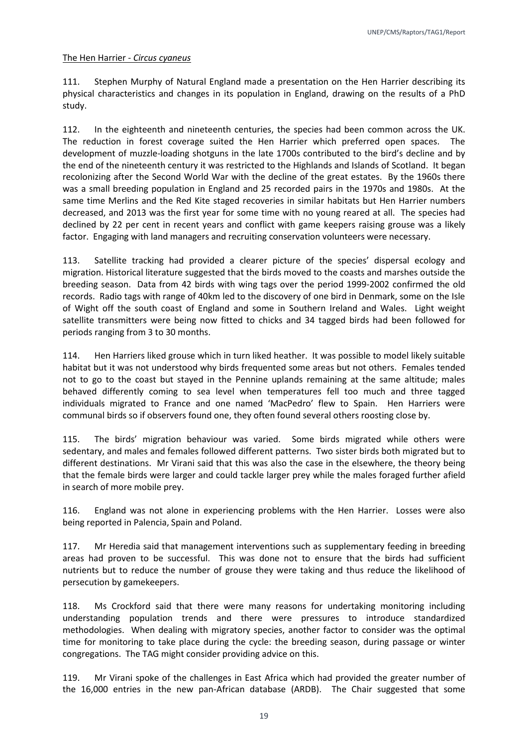The Hen Harrier - *Circus cyaneus*

111. Stephen Murphy of Natural England made a presentation on the Hen Harrier describing its physical characteristics and changes in its population in England, drawing on the results of a PhD study.

112. In the eighteenth and nineteenth centuries, the species had been common across the UK. The reduction in forest coverage suited the Hen Harrier which preferred open spaces. The development of muzzle-loading shotguns in the late 1700s contributed to the bird's decline and by the end of the nineteenth century it was restricted to the Highlands and Islands of Scotland. It began recolonizing after the Second World War with the decline of the great estates. By the 1960s there was a small breeding population in England and 25 recorded pairs in the 1970s and 1980s. At the same time Merlins and the Red Kite staged recoveries in similar habitats but Hen Harrier numbers decreased, and 2013 was the first year for some time with no young reared at all. The species had declined by 22 per cent in recent years and conflict with game keepers raising grouse was a likely factor. Engaging with land managers and recruiting conservation volunteers were necessary.

113. Satellite tracking had provided a clearer picture of the species' dispersal ecology and migration. Historical literature suggested that the birds moved to the coasts and marshes outside the breeding season. Data from 42 birds with wing tags over the period 1999-2002 confirmed the old records. Radio tags with range of 40km led to the discovery of one bird in Denmark, some on the Isle of Wight off the south coast of England and some in Southern Ireland and Wales. Light weight satellite transmitters were being now fitted to chicks and 34 tagged birds had been followed for periods ranging from 3 to 30 months.

114. Hen Harriers liked grouse which in turn liked heather. It was possible to model likely suitable habitat but it was not understood why birds frequented some areas but not others. Females tended not to go to the coast but stayed in the Pennine uplands remaining at the same altitude; males behaved differently coming to sea level when temperatures fell too much and three tagged individuals migrated to France and one named 'MacPedro' flew to Spain. Hen Harriers were communal birds so if observers found one, they often found several others roosting close by.

115. The birds' migration behaviour was varied. Some birds migrated while others were sedentary, and males and females followed different patterns. Two sister birds both migrated but to different destinations. Mr Virani said that this was also the case in the elsewhere, the theory being that the female birds were larger and could tackle larger prey while the males foraged further afield in search of more mobile prey.

116. England was not alone in experiencing problems with the Hen Harrier. Losses were also being reported in Palencia, Spain and Poland.

117. Mr Heredia said that management interventions such as supplementary feeding in breeding areas had proven to be successful. This was done not to ensure that the birds had sufficient nutrients but to reduce the number of grouse they were taking and thus reduce the likelihood of persecution by gamekeepers.

118. Ms Crockford said that there were many reasons for undertaking monitoring including understanding population trends and there were pressures to introduce standardized methodologies. When dealing with migratory species, another factor to consider was the optimal time for monitoring to take place during the cycle: the breeding season, during passage or winter congregations. The TAG might consider providing advice on this.

119. Mr Virani spoke of the challenges in East Africa which had provided the greater number of the 16,000 entries in the new pan-African database (ARDB). The Chair suggested that some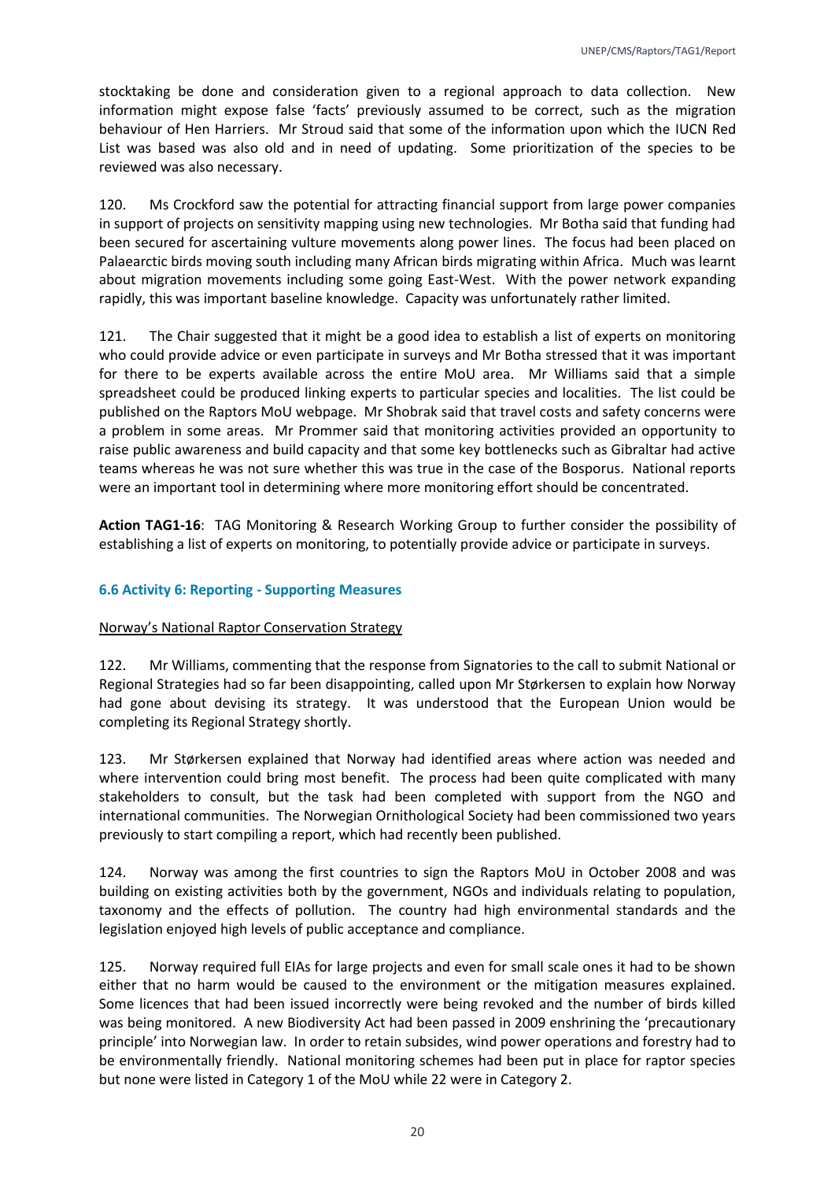stocktaking be done and consideration given to a regional approach to data collection. New information might expose false 'facts' previously assumed to be correct, such as the migration behaviour of Hen Harriers. Mr Stroud said that some of the information upon which the IUCN Red List was based was also old and in need of updating. Some prioritization of the species to be reviewed was also necessary.

120. Ms Crockford saw the potential for attracting financial support from large power companies in support of projects on sensitivity mapping using new technologies. Mr Botha said that funding had been secured for ascertaining vulture movements along power lines. The focus had been placed on Palaearctic birds moving south including many African birds migrating within Africa. Much was learnt about migration movements including some going East-West. With the power network expanding rapidly, this was important baseline knowledge. Capacity was unfortunately rather limited.

121. The Chair suggested that it might be a good idea to establish a list of experts on monitoring who could provide advice or even participate in surveys and Mr Botha stressed that it was important for there to be experts available across the entire MoU area. Mr Williams said that a simple spreadsheet could be produced linking experts to particular species and localities. The list could be published on the Raptors MoU webpage. Mr Shobrak said that travel costs and safety concerns were a problem in some areas. Mr Prommer said that monitoring activities provided an opportunity to raise public awareness and build capacity and that some key bottlenecks such as Gibraltar had active teams whereas he was not sure whether this was true in the case of the Bosporus. National reports were an important tool in determining where more monitoring effort should be concentrated.

**Action TAG1-16**: TAG Monitoring & Research Working Group to further consider the possibility of establishing a list of experts on monitoring, to potentially provide advice or participate in surveys.

### 6.6 Activity 6: Reporting - Supporting Measures

Norway's National Raptor Conservation Strategy

122. Mr Williams, commenting that the response from Signatories to the call to submit National or Regional Strategies had so far been disappointing, called upon Mr Størkersen to explain how Norway had gone about devising its strategy. It was understood that the European Union would be completing its Regional Strategy shortly.

123. Mr Størkersen explained that Norway had identified areas where action was needed and where intervention could bring most benefit. The process had been quite complicated with many stakeholders to consult, but the task had been completed with support from the NGO and international communities. The Norwegian Ornithological Society had been commissioned two years previously to start compiling a report, which had recently been published.

124. Norway was among the first countries to sign the Raptors MoU in October 2008 and was building on existing activities both by the government, NGOs and individuals relating to population, taxonomy and the effects of pollution. The country had high environmental standards and the legislation enjoyed high levels of public acceptance and compliance.

125. Norway required full EIAs for large projects and even for small scale ones it had to be shown either that no harm would be caused to the environment or the mitigation measures explained. Some licences that had been issued incorrectly were being revoked and the number of birds killed was being monitored. A new Biodiversity Act had been passed in 2009 enshrining the 'precautionary principle' into Norwegian law. In order to retain subsides, wind power operations and forestry had to be environmentally friendly. National monitoring schemes had been put in place for raptor species but none were listed in Category 1 of the MoU while 22 were in Category 2.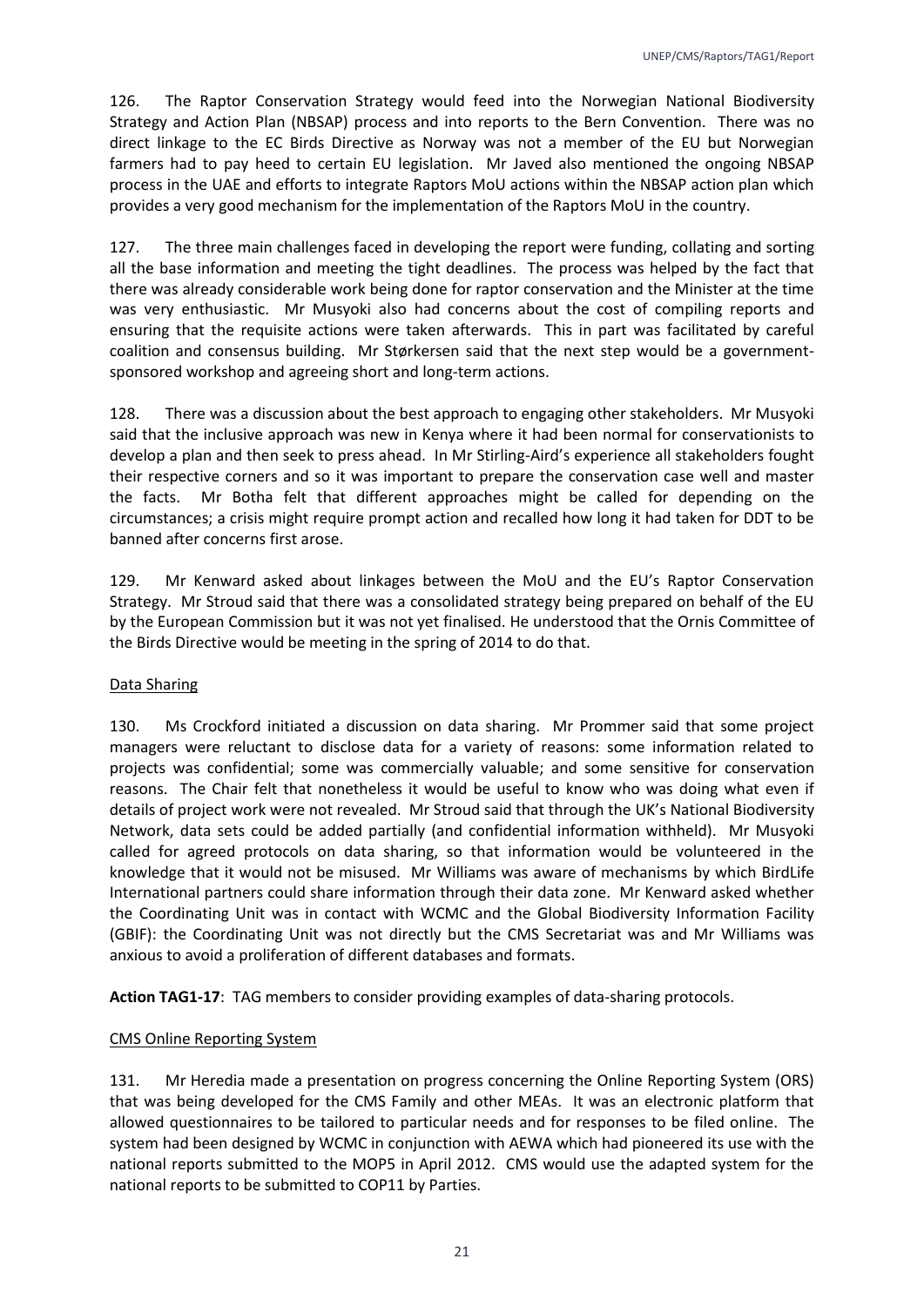126. The Raptor Conservation Strategy would feed into the Norwegian National Biodiversity Strategy and Action Plan (NBSAP) process and into reports to the Bern Convention. There was no direct linkage to the EC Birds Directive as Norway was not a member of the EU but Norwegian farmers had to pay heed to certain EU legislation. Mr Javed also mentioned the ongoing NBSAP process in the UAE and efforts to integrate Raptors MoU actions within the NBSAP action plan which provides a very good mechanism for the implementation of the Raptors MoU in the country.

127. The three main challenges faced in developing the report were funding, collating and sorting all the base information and meeting the tight deadlines. The process was helped by the fact that there was already considerable work being done for raptor conservation and the Minister at the time was very enthusiastic. Mr Musyoki also had concerns about the cost of compiling reports and ensuring that the requisite actions were taken afterwards. This in part was facilitated by careful coalition and consensus building. Mr Størkersen said that the next step would be a government-sponsored workshop and agreeing short and long-term actions.

128. There was a discussion about the best approach to engaging other stakeholders. Mr Musyoki said that the inclusive approach was new in Kenya where it had been normal for conservationists to develop a plan and then seek to press ahead. In Mr Stirling-Aird's experience all stakeholders fought their respective corners and so it was important to prepare the conservation case well and master the facts. Mr Botha felt that different approaches might be called for depending on the circumstances; a crisis might require prompt action and recalled how long it had taken for DDT to be banned after concerns first arose.

129. Mr Kenward asked about linkages between the MoU and the EU's Raptor Conservation Strategy. Mr Stroud said that there was a consolidated strategy being prepared on behalf of the EU by the European Commission but it was not yet finalised. He understood that the Ornis Committee of the Birds Directive would be meeting in the spring of 2014 to do that.

Data Sharing

130. Ms Crockford initiated a discussion on data sharing. Mr Prommer said that some project managers were reluctant to disclose data for a variety of reasons: some information related to projects was confidential; some was commercially valuable; and some sensitive for conservation reasons. The Chair felt that nonetheless it would be useful to know who was doing what even if details of project work were not revealed. Mr Stroud said that through the UK's National Biodiversity Network, data sets could be added partially (and confidential information withheld). Mr Musyoki called for agreed protocols on data sharing, so that information would be volunteered in the knowledge that it would not be misused. Mr Williams was aware of mechanisms by which BirdLife International partners could share information through their data zone. Mr Kenward asked whether the Coordinating Unit was in contact with WCMC and the Global Biodiversity Information Facility (GBIF): the Coordinating Unit was not directly but the CMS Secretariat was and Mr Williams was anxious to avoid a proliferation of different databases and formats.

**Action TAG1-17**: TAG members to consider providing examples of data-sharing protocols.

CMS Online Reporting System

131. Mr Heredia made a presentation on progress concerning the Online Reporting System (ORS) that was being developed for the CMS Family and other MEAs. It was an electronic platform that allowed questionnaires to be tailored to particular needs and for responses to be filed online. The system had been designed by WCMC in conjunction with AEWA which had pioneered its use with the national reports submitted to the MOP5 in April 2012. CMS would use the adapted system for the national reports to be submitted to COP11 by Parties.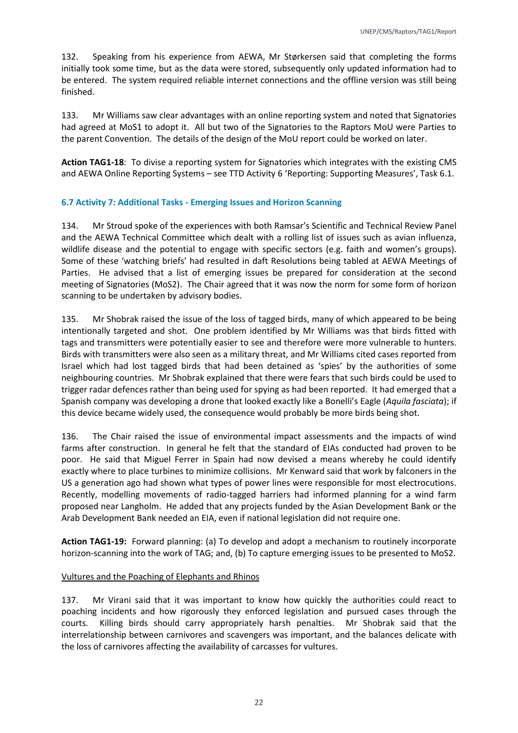132. Speaking from his experience from AEWA, Mr Størkersen said that completing the forms initially took some time, but as the data were stored, subsequently only updated information had to be entered. The system required reliable internet connections and the offline version was still being finished.

133. Mr Williams saw clear advantages with an online reporting system and noted that Signatories had agreed at MoS1 to adopt it. All but two of the Signatories to the Raptors MoU were Parties to the parent Convention. The details of the design of the MoU report could be worked on later.

**Action TAG1-18**: To divise a reporting system for Signatories which integrates with the existing CMS and AEWA Online Reporting Systems – see TTD Activity 6 'Reporting: Supporting Measures', Task 6.1.

### 6.7 Activity 7: Additional Tasks - Emerging Issues and Horizon Scanning

134. Mr Stroud spoke of the experiences with both Ramsar's Scientific and Technical Review Panel and the AEWA Technical Committee which dealt with a rolling list of issues such as avian influenza, wildlife disease and the potential to engage with specific sectors (e.g. faith and women's groups). Some of these 'watching briefs' had resulted in daft Resolutions being tabled at AEWA Meetings of Parties. He advised that a list of emerging issues be prepared for consideration at the second meeting of Signatories (MoS2). The Chair agreed that it was now the norm for some form of horizon scanning to be undertaken by advisory bodies.

135. Mr Shobrak raised the issue of the loss of tagged birds, many of which appeared to be being intentionally targeted and shot. One problem identified by Mr Williams was that birds fitted with tags and transmitters were potentially easier to see and therefore were more vulnerable to hunters. Birds with transmitters were also seen as a military threat, and Mr Williams cited cases reported from Israel which had lost tagged birds that had been detained as 'spies' by the authorities of some neighbouring countries. Mr Shobrak explained that there were fears that such birds could be used to trigger radar defences rather than being used for spying as had been reported. It had emerged that a Spanish company was developing a drone that looked exactly like a Bonelli's Eagle (*Aquila fasciata*); if this device became widely used, the consequence would probably be more birds being shot.

136. The Chair raised the issue of environmental impact assessments and the impacts of wind farms after construction. In general he felt that the standard of EIAs conducted had proven to be poor. He said that Miguel Ferrer in Spain had now devised a means whereby he could identify exactly where to place turbines to minimize collisions. Mr Kenward said that work by falconers in the US a generation ago had shown what types of power lines were responsible for most electrocutions. Recently, modelling movements of radio-tagged harriers had informed planning for a wind farm proposed near Langholm. He added that any projects funded by the Asian Development Bank or the Arab Development Bank needed an EIA, even if national legislation did not require one.

**Action TAG1-19:** Forward planning: (a) To develop and adopt a mechanism to routinely incorporate horizon-scanning into the work of TAG; and, (b) To capture emerging issues to be presented to MoS2.

Vultures and the Poaching of Elephants and Rhinos

137. Mr Virani said that it was important to know how quickly the authorities could react to poaching incidents and how rigorously they enforced legislation and pursued cases through the courts. Killing birds should carry appropriately harsh penalties. Mr Shobrak said that the interrelationship between carnivores and scavengers was important, and the balances delicate with the loss of carnivores affecting the availability of carcasses for vultures.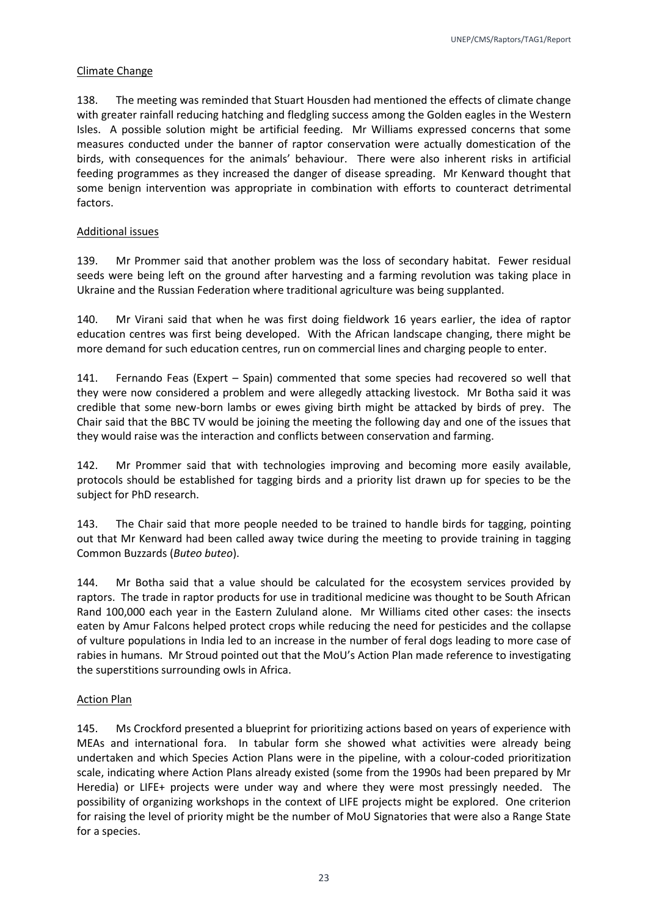Climate Change

138. The meeting was reminded that Stuart Housden had mentioned the effects of climate change with greater rainfall reducing hatching and fledgling success among the Golden eagles in the Western Isles. A possible solution might be artificial feeding. Mr Williams expressed concerns that some measures conducted under the banner of raptor conservation were actually domestication of the birds, with consequences for the animals' behaviour. There were also inherent risks in artificial feeding programmes as they increased the danger of disease spreading. Mr Kenward thought that some benign intervention was appropriate in combination with efforts to counteract detrimental factors.

Additional issues

139. Mr Prommer said that another problem was the loss of secondary habitat. Fewer residual seeds were being left on the ground after harvesting and a farming revolution was taking place in Ukraine and the Russian Federation where traditional agriculture was being supplanted.

140. Mr Virani said that when he was first doing fieldwork 16 years earlier, the idea of raptor education centres was first being developed. With the African landscape changing, there might be more demand for such education centres, run on commercial lines and charging people to enter.

141. Fernando Feas (Expert – Spain) commented that some species had recovered so well that they were now considered a problem and were allegedly attacking livestock. Mr Botha said it was credible that some new-born lambs or ewes giving birth might be attacked by birds of prey. The Chair said that the BBC TV would be joining the meeting the following day and one of the issues that they would raise was the interaction and conflicts between conservation and farming.

142. Mr Prommer said that with technologies improving and becoming more easily available, protocols should be established for tagging birds and a priority list drawn up for species to be the subject for PhD research.

143. The Chair said that more people needed to be trained to handle birds for tagging, pointing out that Mr Kenward had been called away twice during the meeting to provide training in tagging Common Buzzards (*Buteo buteo*).

144. Mr Botha said that a value should be calculated for the ecosystem services provided by raptors. The trade in raptor products for use in traditional medicine was thought to be South African Rand 100,000 each year in the Eastern Zululand alone. Mr Williams cited other cases: the insects eaten by Amur Falcons helped protect crops while reducing the need for pesticides and the collapse of vulture populations in India led to an increase in the number of feral dogs leading to more case of rabies in humans. Mr Stroud pointed out that the MoU's Action Plan made reference to investigating the superstitions surrounding owls in Africa.

Action Plan

145. Ms Crockford presented a blueprint for prioritizing actions based on years of experience with MEAs and international fora. In tabular form she showed what activities were already being undertaken and which Species Action Plans were in the pipeline, with a colour-coded prioritization scale, indicating where Action Plans already existed (some from the 1990s had been prepared by Mr Heredia) or LIFE+ projects were under way and where they were most pressingly needed. The possibility of organizing workshops in the context of LIFE projects might be explored. One criterion for raising the level of priority might be the number of MoU Signatories that were also a Range State for a species.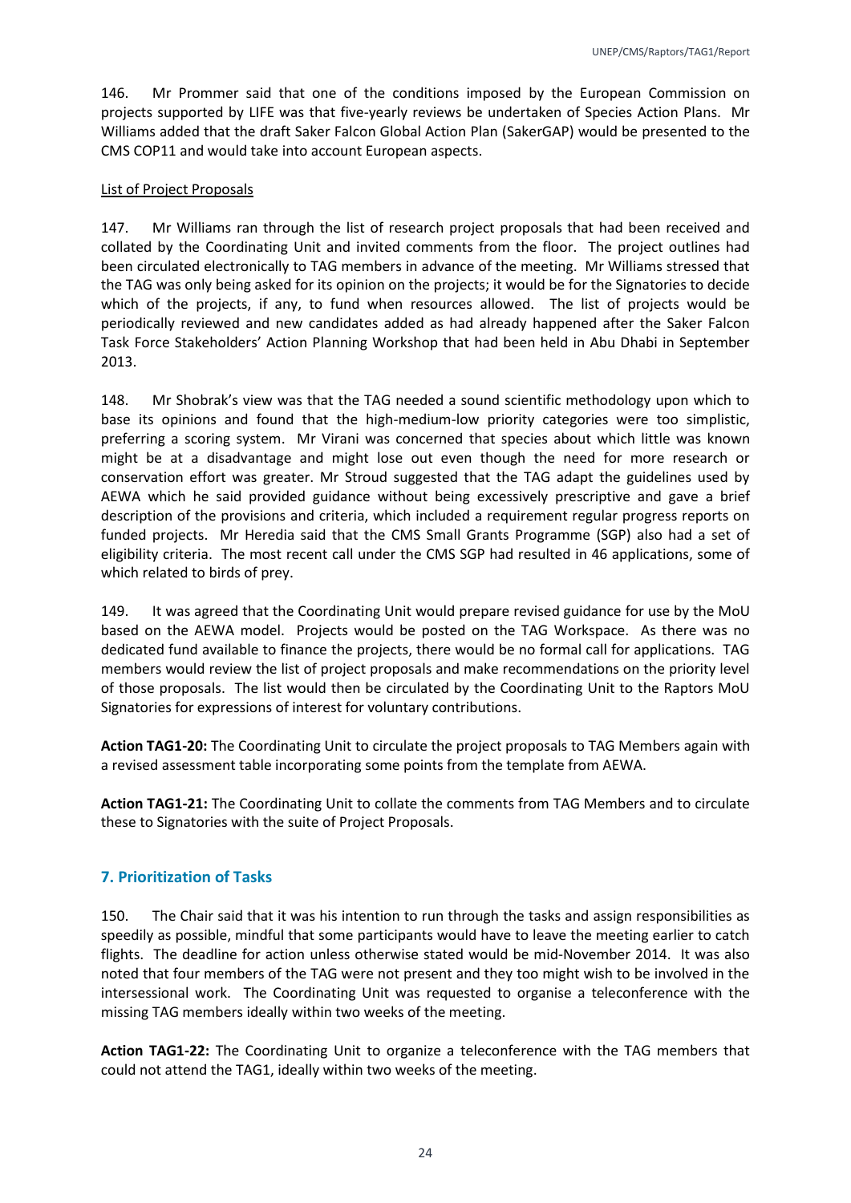146. Mr Prommer said that one of the conditions imposed by the European Commission on projects supported by LIFE was that five-yearly reviews be undertaken of Species Action Plans. Mr Williams added that the draft Saker Falcon Global Action Plan (SakerGAP) would be presented to the CMS COP11 and would take into account European aspects.

List of Project Proposals

147. Mr Williams ran through the list of research project proposals that had been received and collated by the Coordinating Unit and invited comments from the floor. The project outlines had been circulated electronically to TAG members in advance of the meeting. Mr Williams stressed that the TAG was only being asked for its opinion on the projects; it would be for the Signatories to decide which of the projects, if any, to fund when resources allowed. The list of projects would be periodically reviewed and new candidates added as had already happened after the Saker Falcon Task Force Stakeholders' Action Planning Workshop that had been held in Abu Dhabi in September 2013.

148. Mr Shobrak's view was that the TAG needed a sound scientific methodology upon which to base its opinions and found that the high-medium-low priority categories were too simplistic, preferring a scoring system. Mr Virani was concerned that species about which little was known might be at a disadvantage and might lose out even though the need for more research or conservation effort was greater. Mr Stroud suggested that the TAG adapt the guidelines used by AEWA which he said provided guidance without being excessively prescriptive and gave a brief description of the provisions and criteria, which included a requirement regular progress reports on funded projects. Mr Heredia said that the CMS Small Grants Programme (SGP) also had a set of eligibility criteria. The most recent call under the CMS SGP had resulted in 46 applications, some of which related to birds of prey.

149. It was agreed that the Coordinating Unit would prepare revised guidance for use by the MoU based on the AEWA model. Projects would be posted on the TAG Workspace. As there was no dedicated fund available to finance the projects, there would be no formal call for applications. TAG members would review the list of project proposals and make recommendations on the priority level of those proposals. The list would then be circulated by the Coordinating Unit to the Raptors MoU Signatories for expressions of interest for voluntary contributions.

**Action TAG1-20:** The Coordinating Unit to circulate the project proposals to TAG Members again with a revised assessment table incorporating some points from the template from AEWA.

**Action TAG1-21:** The Coordinating Unit to collate the comments from TAG Members and to circulate these to Signatories with the suite of Project Proposals.

## 7. Prioritization of Tasks

150. The Chair said that it was his intention to run through the tasks and assign responsibilities as speedily as possible, mindful that some participants would have to leave the meeting earlier to catch flights. The deadline for action unless otherwise stated would be mid-November 2014. It was also noted that four members of the TAG were not present and they too might wish to be involved in the intersessional work. The Coordinating Unit was requested to organise a teleconference with the missing TAG members ideally within two weeks of the meeting.

**Action TAG1-22:** The Coordinating Unit to organize a teleconference with the TAG members that could not attend the TAG1, ideally within two weeks of the meeting.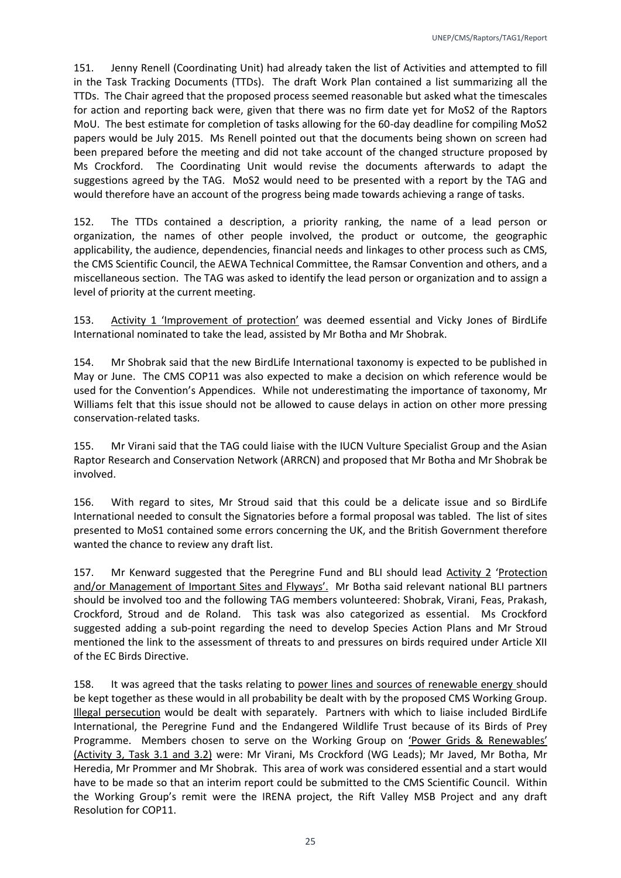151. Jenny Renell (Coordinating Unit) had already taken the list of Activities and attempted to fill in the Task Tracking Documents (TTDs). The draft Work Plan contained a list summarizing all the TTDs. The Chair agreed that the proposed process seemed reasonable but asked what the timescales for action and reporting back were, given that there was no firm date yet for MoS2 of the Raptors MoU. The best estimate for completion of tasks allowing for the 60-day deadline for compiling MoS2 papers would be July 2015. Ms Renell pointed out that the documents being shown on screen had been prepared before the meeting and did not take account of the changed structure proposed by Ms Crockford. The Coordinating Unit would revise the documents afterwards to adapt the suggestions agreed by the TAG. MoS2 would need to be presented with a report by the TAG and would therefore have an account of the progress being made towards achieving a range of tasks.

152. The TTDs contained a description, a priority ranking, the name of a lead person or organization, the names of other people involved, the product or outcome, the geographic applicability, the audience, dependencies, financial needs and linkages to other process such as CMS, the CMS Scientific Council, the AEWA Technical Committee, the Ramsar Convention and others, and a miscellaneous section. The TAG was asked to identify the lead person or organization and to assign a level of priority at the current meeting.

153. <u>Activity 1 'Improvement of protection'</u> was deemed essential and Vicky Jones of BirdLife International nominated to take the lead, assisted by Mr Botha and Mr Shobrak.

154. Mr Shobrak said that the new BirdLife International taxonomy is expected to be published in May or June. The CMS COP11 was also expected to make a decision on which reference would be used for the Convention's Appendices. While not underestimating the importance of taxonomy, Mr Williams felt that this issue should not be allowed to cause delays in action on other more pressing conservation-related tasks.

155. Mr Virani said that the TAG could liaise with the IUCN Vulture Specialist Group and the Asian Raptor Research and Conservation Network (ARRCN) and proposed that Mr Botha and Mr Shobrak be involved.

156. With regard to sites, Mr Stroud said that this could be a delicate issue and so BirdLife International needed to consult the Signatories before a formal proposal was tabled. The list of sites presented to MoS1 contained some errors concerning the UK, and the British Government therefore wanted the chance to review any draft list.

157. Mr Kenward suggested that the Peregrine Fund and BLI should lead <u>Activity 2</u> '<u>Protection and/or Management of Important Sites and Flyways'</u>. Mr Botha said relevant national BLI partners should be involved too and the following TAG members volunteered: Shobrak, Virani, Feas, Prakash, Crockford, Stroud and de Roland. This task was also categorized as essential. Ms Crockford suggested adding a sub-point regarding the need to develop Species Action Plans and Mr Stroud mentioned the link to the assessment of threats to and pressures on birds required under Article XII of the EC Birds Directive.

158. It was agreed that the tasks relating to <u>power lines and sources of renewable energy</u> should be kept together as these would in all probability be dealt with by the proposed CMS Working Group. <u>Illegal persecution</u> would be dealt with separately. Partners with which to liaise included BirdLife International, the Peregrine Fund and the Endangered Wildlife Trust because of its Birds of Prey Programme. Members chosen to serve on the Working Group on <u>'Power Grids & Renewables' (Activity 3, Task 3.1 and 3.2)</u> were: Mr Virani, Ms Crockford (WG Leads); Mr Javed, Mr Botha, Mr Heredia, Mr Prommer and Mr Shobrak. This area of work was considered essential and a start would have to be made so that an interim report could be submitted to the CMS Scientific Council. Within the Working Group's remit were the IRENA project, the Rift Valley MSB Project and any draft Resolution for COP11.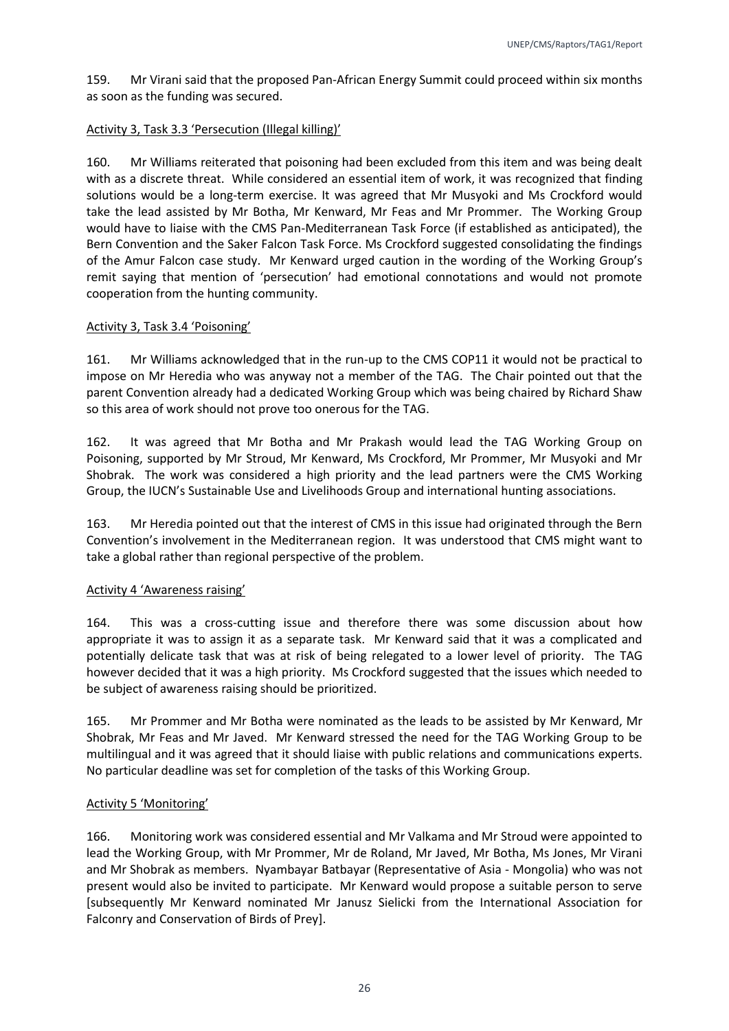159. Mr Virani said that the proposed Pan-African Energy Summit could proceed within six months as soon as the funding was secured.

Activity 3, Task 3.3 'Persecution (Illegal killing)'

160. Mr Williams reiterated that poisoning had been excluded from this item and was being dealt with as a discrete threat. While considered an essential item of work, it was recognized that finding solutions would be a long-term exercise. It was agreed that Mr Musyoki and Ms Crockford would take the lead assisted by Mr Botha, Mr Kenward, Mr Feas and Mr Prommer. The Working Group would have to liaise with the CMS Pan-Mediterranean Task Force (if established as anticipated), the Bern Convention and the Saker Falcon Task Force. Ms Crockford suggested consolidating the findings of the Amur Falcon case study. Mr Kenward urged caution in the wording of the Working Group's remit saying that mention of 'persecution' had emotional connotations and would not promote cooperation from the hunting community.

Activity 3, Task 3.4 'Poisoning'

161. Mr Williams acknowledged that in the run-up to the CMS COP11 it would not be practical to impose on Mr Heredia who was anyway not a member of the TAG. The Chair pointed out that the parent Convention already had a dedicated Working Group which was being chaired by Richard Shaw so this area of work should not prove too onerous for the TAG.

162. It was agreed that Mr Botha and Mr Prakash would lead the TAG Working Group on Poisoning, supported by Mr Stroud, Mr Kenward, Ms Crockford, Mr Prommer, Mr Musyoki and Mr Shobrak. The work was considered a high priority and the lead partners were the CMS Working Group, the IUCN's Sustainable Use and Livelihoods Group and international hunting associations.

163. Mr Heredia pointed out that the interest of CMS in this issue had originated through the Bern Convention's involvement in the Mediterranean region. It was understood that CMS might want to take a global rather than regional perspective of the problem.

Activity 4 'Awareness raising'

164. This was a cross-cutting issue and therefore there was some discussion about how appropriate it was to assign it as a separate task. Mr Kenward said that it was a complicated and potentially delicate task that was at risk of being relegated to a lower level of priority. The TAG however decided that it was a high priority. Ms Crockford suggested that the issues which needed to be subject of awareness raising should be prioritized.

165. Mr Prommer and Mr Botha were nominated as the leads to be assisted by Mr Kenward, Mr Shobrak, Mr Feas and Mr Javed. Mr Kenward stressed the need for the TAG Working Group to be multilingual and it was agreed that it should liaise with public relations and communications experts. No particular deadline was set for completion of the tasks of this Working Group.

Activity 5 'Monitoring'

166. Monitoring work was considered essential and Mr Valkama and Mr Stroud were appointed to lead the Working Group, with Mr Prommer, Mr de Roland, Mr Javed, Mr Botha, Ms Jones, Mr Virani and Mr Shobrak as members. Nyambayar Batbayar (Representative of Asia - Mongolia) who was not present would also be invited to participate. Mr Kenward would propose a suitable person to serve [subsequently Mr Kenward nominated Mr Janusz Sielicki from the International Association for Falconry and Conservation of Birds of Prey].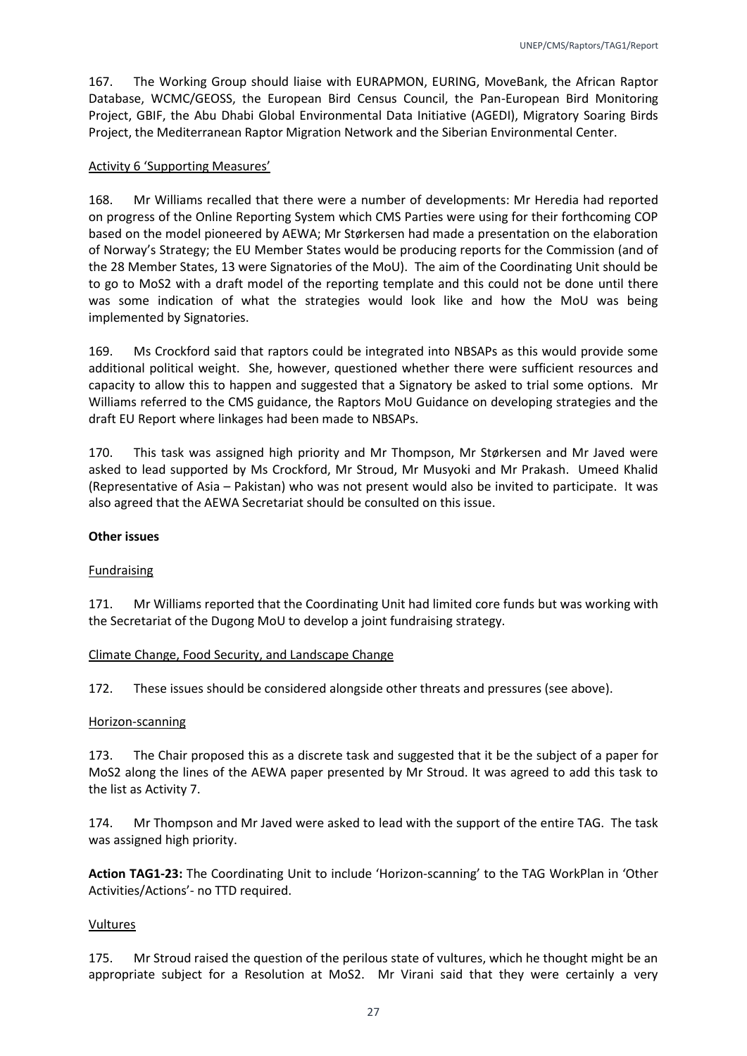167. The Working Group should liaise with EURAPMON, EURING, MoveBank, the African Raptor Database, WCMC/GEOSS, the European Bird Census Council, the Pan-European Bird Monitoring Project, GBIF, the Abu Dhabi Global Environmental Data Initiative (AGEDI), Migratory Soaring Birds Project, the Mediterranean Raptor Migration Network and the Siberian Environmental Center.

Activity 6 'Supporting Measures'

168. Mr Williams recalled that there were a number of developments: Mr Heredia had reported on progress of the Online Reporting System which CMS Parties were using for their forthcoming COP based on the model pioneered by AEWA; Mr Størkersen had made a presentation on the elaboration of Norway's Strategy; the EU Member States would be producing reports for the Commission (and of the 28 Member States, 13 were Signatories of the MoU). The aim of the Coordinating Unit should be to go to MoS2 with a draft model of the reporting template and this could not be done until there was some indication of what the strategies would look like and how the MoU was being implemented by Signatories.

169. Ms Crockford said that raptors could be integrated into NBSAPs as this would provide some additional political weight. She, however, questioned whether there were sufficient resources and capacity to allow this to happen and suggested that a Signatory be asked to trial some options. Mr Williams referred to the CMS guidance, the Raptors MoU Guidance on developing strategies and the draft EU Report where linkages had been made to NBSAPs.

170. This task was assigned high priority and Mr Thompson, Mr Størkersen and Mr Javed were asked to lead supported by Ms Crockford, Mr Stroud, Mr Musyoki and Mr Prakash. Umeed Khalid (Representative of Asia – Pakistan) who was not present would also be invited to participate. It was also agreed that the AEWA Secretariat should be consulted on this issue.

**Other issues**

Fundraising

171. Mr Williams reported that the Coordinating Unit had limited core funds but was working with the Secretariat of the Dugong MoU to develop a joint fundraising strategy.

Climate Change, Food Security, and Landscape Change

172. These issues should be considered alongside other threats and pressures (see above).

Horizon-scanning

173. The Chair proposed this as a discrete task and suggested that it be the subject of a paper for MoS2 along the lines of the AEWA paper presented by Mr Stroud. It was agreed to add this task to the list as Activity 7.

174. Mr Thompson and Mr Javed were asked to lead with the support of the entire TAG. The task was assigned high priority.

**Action TAG1-23:** The Coordinating Unit to include 'Horizon-scanning' to the TAG WorkPlan in 'Other Activities/Actions'- no TTD required.

Vultures

175. Mr Stroud raised the question of the perilous state of vultures, which he thought might be an appropriate subject for a Resolution at MoS2. Mr Virani said that they were certainly a very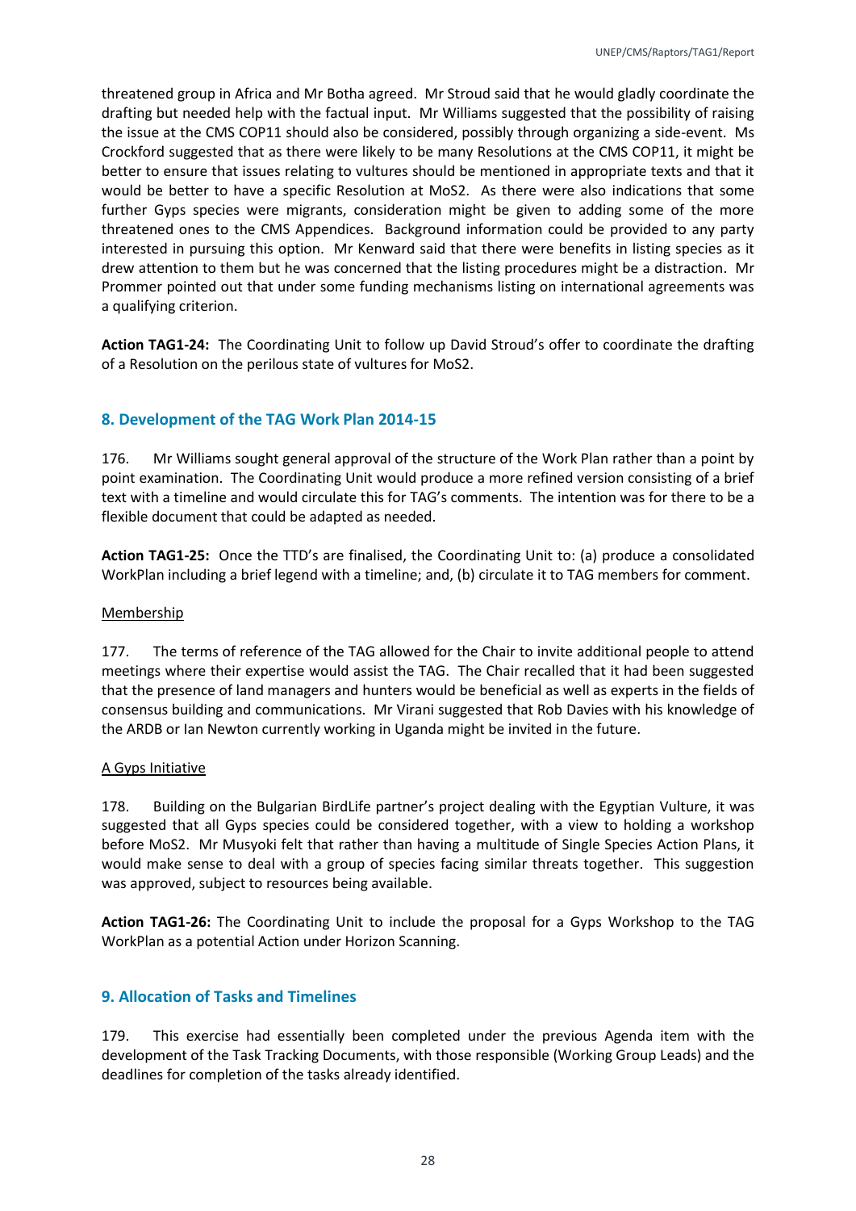threatened group in Africa and Mr Botha agreed. Mr Stroud said that he would gladly coordinate the drafting but needed help with the factual input. Mr Williams suggested that the possibility of raising the issue at the CMS COP11 should also be considered, possibly through organizing a side-event. Ms Crockford suggested that as there were likely to be many Resolutions at the CMS COP11, it might be better to ensure that issues relating to vultures should be mentioned in appropriate texts and that it would be better to have a specific Resolution at MoS2. As there were also indications that some further Gyps species were migrants, consideration might be given to adding some of the more threatened ones to the CMS Appendices. Background information could be provided to any party interested in pursuing this option. Mr Kenward said that there were benefits in listing species as it drew attention to them but he was concerned that the listing procedures might be a distraction. Mr Prommer pointed out that under some funding mechanisms listing on international agreements was a qualifying criterion.

**Action TAG1-24:** The Coordinating Unit to follow up David Stroud's offer to coordinate the drafting of a Resolution on the perilous state of vultures for MoS2.

## 8. Development of the TAG Work Plan 2014-15

176. Mr Williams sought general approval of the structure of the Work Plan rather than a point by point examination. The Coordinating Unit would produce a more refined version consisting of a brief text with a timeline and would circulate this for TAG's comments. The intention was for there to be a flexible document that could be adapted as needed.

**Action TAG1-25:** Once the TTD's are finalised, the Coordinating Unit to: (a) produce a consolidated WorkPlan including a brief legend with a timeline; and, (b) circulate it to TAG members for comment.

Membership

177. The terms of reference of the TAG allowed for the Chair to invite additional people to attend meetings where their expertise would assist the TAG. The Chair recalled that it had been suggested that the presence of land managers and hunters would be beneficial as well as experts in the fields of consensus building and communications. Mr Virani suggested that Rob Davies with his knowledge of the ARDB or Ian Newton currently working in Uganda might be invited in the future.

A Gyps Initiative

178. Building on the Bulgarian BirdLife partner's project dealing with the Egyptian Vulture, it was suggested that all Gyps species could be considered together, with a view to holding a workshop before MoS2. Mr Musyoki felt that rather than having a multitude of Single Species Action Plans, it would make sense to deal with a group of species facing similar threats together. This suggestion was approved, subject to resources being available.

**Action TAG1-26:** The Coordinating Unit to include the proposal for a Gyps Workshop to the TAG WorkPlan as a potential Action under Horizon Scanning.

## 9. Allocation of Tasks and Timelines

179. This exercise had essentially been completed under the previous Agenda item with the development of the Task Tracking Documents, with those responsible (Working Group Leads) and the deadlines for completion of the tasks already identified.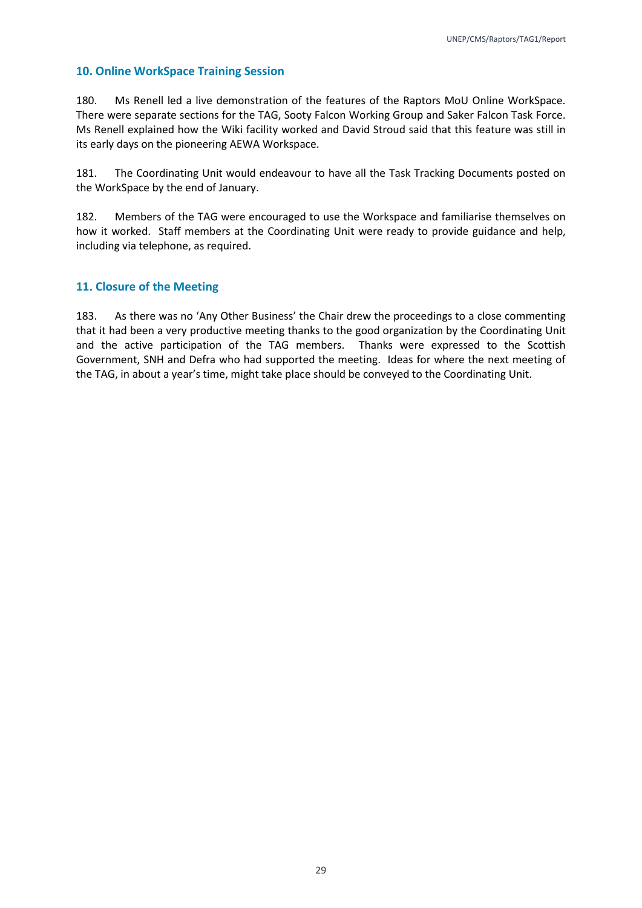## 10. Online WorkSpace Training Session

180. Ms Renell led a live demonstration of the features of the Raptors MoU Online WorkSpace. There were separate sections for the TAG, Sooty Falcon Working Group and Saker Falcon Task Force. Ms Renell explained how the Wiki facility worked and David Stroud said that this feature was still in its early days on the pioneering AEWA Workspace.

181. The Coordinating Unit would endeavour to have all the Task Tracking Documents posted on the WorkSpace by the end of January.

182. Members of the TAG were encouraged to use the Workspace and familiarise themselves on how it worked. Staff members at the Coordinating Unit were ready to provide guidance and help, including via telephone, as required.

## 11. Closure of the Meeting

183. As there was no 'Any Other Business' the Chair drew the proceedings to a close commenting that it had been a very productive meeting thanks to the good organization by the Coordinating Unit and the active participation of the TAG members. Thanks were expressed to the Scottish Government, SNH and Defra who had supported the meeting. Ideas for where the next meeting of the TAG, in about a year's time, might take place should be conveyed to the Coordinating Unit.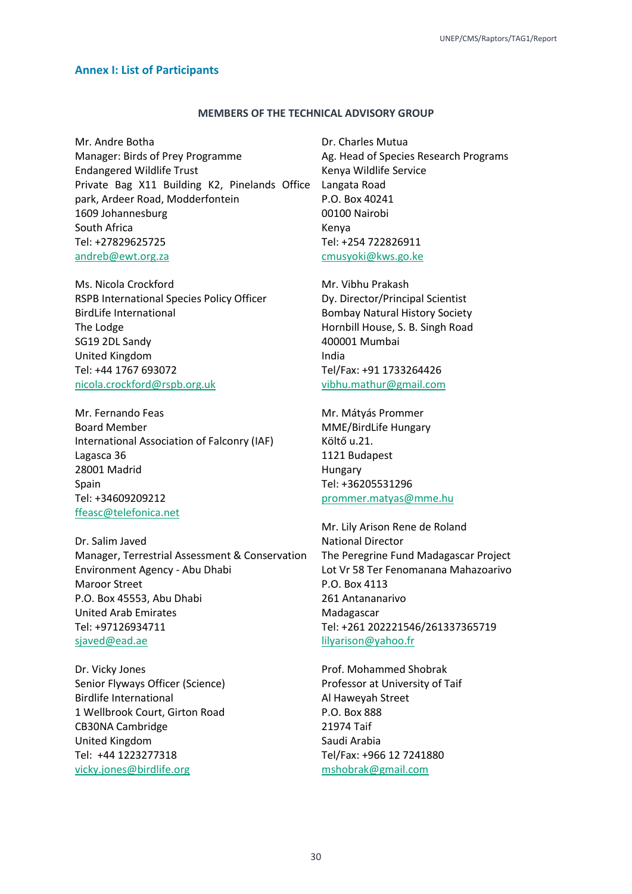## Annex I: List of Participants

**MEMBERS OF THE TECHNICAL ADVISORY GROUP**

Mr. Andre Botha
Manager: Birds of Prey Programme
Endangered Wildlife Trust
Private Bag X11 Building K2, Pinelands Office park, Ardeer Road, Modderfontein
1609 Johannesburg
South Africa
Tel: +27829625725
andreb@ewt.org.za

Ms. Nicola Crockford
RSPB International Species Policy Officer
BirdLife International
The Lodge
SG19 2DL Sandy
United Kingdom
Tel: +44 1767 693072
nicola.crockford@rspb.org.uk

Mr. Fernando Feas
Board Member
International Association of Falconry (IAF)
Lagasca 36
28001 Madrid
Spain
Tel: +34609209212
ffeasc@telefonica.net

Dr. Salim Javed
Manager, Terrestrial Assessment & Conservation
Environment Agency - Abu Dhabi
Maroor Street
P.O. Box 45553, Abu Dhabi
United Arab Emirates
Tel: +97126934711
sjaved@ead.ae

Dr. Vicky Jones
Senior Flyways Officer (Science)
Birdlife International
1 Wellbrook Court, Girton Road
CB30NA Cambridge
United Kingdom
Tel: +44 1223277318
vicky.jones@birdlife.org

Dr. Charles Mutua
Ag. Head of Species Research Programs
Kenya Wildlife Service
Langata Road
P.O. Box 40241
00100 Nairobi
Kenya
Tel: +254 722826911
cmusyoki@kws.go.ke

Mr. Vibhu Prakash
Dy. Director/Principal Scientist
Bombay Natural History Society
Hornbill House, S. B. Singh Road
400001 Mumbai
India
Tel/Fax: +91 1733264426
vibhu.mathur@gmail.com

Mr. Mátyás Prommer
MME/BirdLife Hungary
Költő u.21.
1121 Budapest
Hungary
Tel: +36205531296
prommer.matyas@mme.hu

Mr. Lily Arison Rene de Roland
National Director
The Peregrine Fund Madagascar Project
Lot Vr 58 Ter Fenomanana Mahazoarivo
P.O. Box 4113
261 Antananarivo
Madagascar
Tel: +261 202221546/261337365719
lilyarison@yahoo.fr

Prof. Mohammed Shobrak
Professor at University of Taif
Al Haweyah Street
P.O. Box 888
21974 Taif
Saudi Arabia
Tel/Fax: +966 12 7241880
mshobrak@gmail.com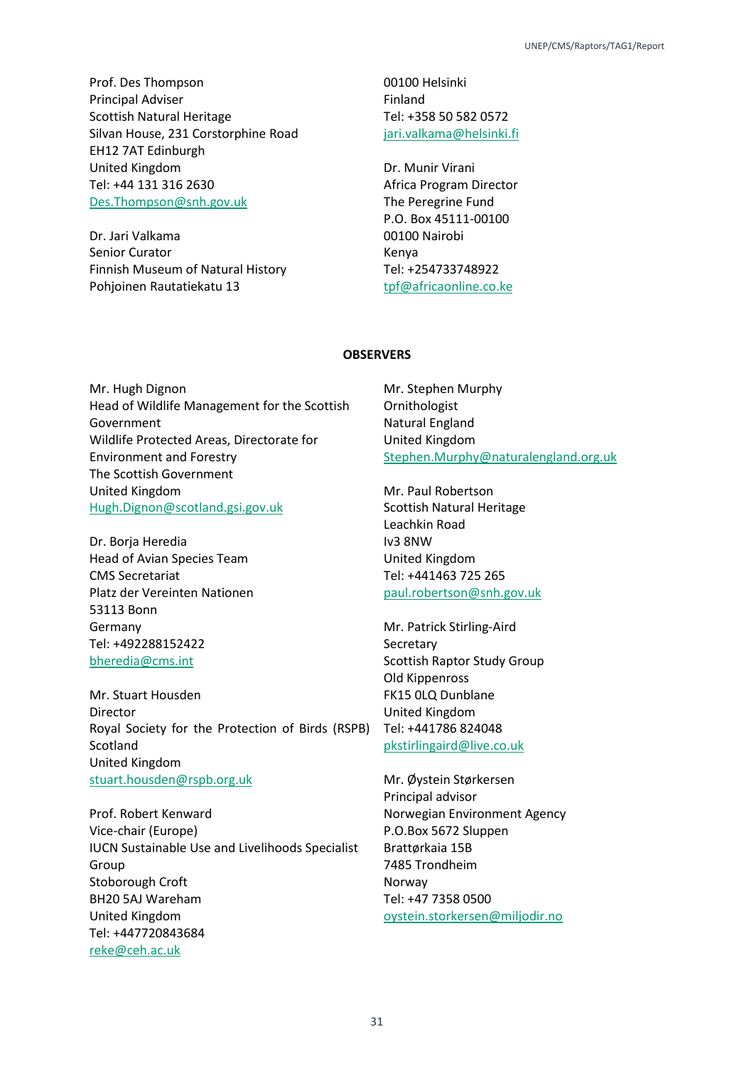Prof. Des Thompson
Principal Adviser
Scottish Natural Heritage
Silvan House, 231 Corstorphine Road
EH12 7AT Edinburgh
United Kingdom
Tel: +44 131 316 2630
Des.Thompson@snh.gov.uk

Dr. Jari Valkama
Senior Curator
Finnish Museum of Natural History
Pohjoinen Rautatiekatu 13
00100 Helsinki
Finland
Tel: +358 50 582 0572
jari.valkama@helsinki.fi

Dr. Munir Virani
Africa Program Director
The Peregrine Fund
P.O. Box 45111-00100
00100 Nairobi
Kenya
Tel: +254733748922
tpf@africaonline.co.ke

**OBSERVERS**

Mr. Hugh Dignon
Head of Wildlife Management for the Scottish Government
Wildlife Protected Areas, Directorate for Environment and Forestry
The Scottish Government
United Kingdom
Hugh.Dignon@scotland.gsi.gov.uk

Dr. Borja Heredia
Head of Avian Species Team
CMS Secretariat
Platz der Vereinten Nationen
53113 Bonn
Germany
Tel: +492288152422
bheredia@cms.int

Mr. Stuart Housden
Director
Royal Society for the Protection of Birds (RSPB) Scotland
United Kingdom
stuart.housden@rspb.org.uk

Prof. Robert Kenward
Vice-chair (Europe)
IUCN Sustainable Use and Livelihoods Specialist Group
Stoborough Croft
BH20 5AJ Wareham
United Kingdom
Tel: +447720843684
reke@ceh.ac.uk

Mr. Stephen Murphy
Ornithologist
Natural England
United Kingdom
Stephen.Murphy@naturalengland.org.uk

Mr. Paul Robertson
Scottish Natural Heritage
Leachkin Road
Iv3 8NW
United Kingdom
Tel: +441463 725 265
paul.robertson@snh.gov.uk

Mr. Patrick Stirling-Aird
Secretary
Scottish Raptor Study Group
Old Kippenross
FK15 0LQ Dunblane
United Kingdom
Tel: +441786 824048
pkstirlingaird@live.co.uk

Mr. Øystein Størkersen
Principal advisor
Norwegian Environment Agency
P.O.Box 5672 Sluppen
Brattørkaia 15B
7485 Trondheim
Norway
Tel: +47 7358 0500
oystein.storkersen@miljodir.no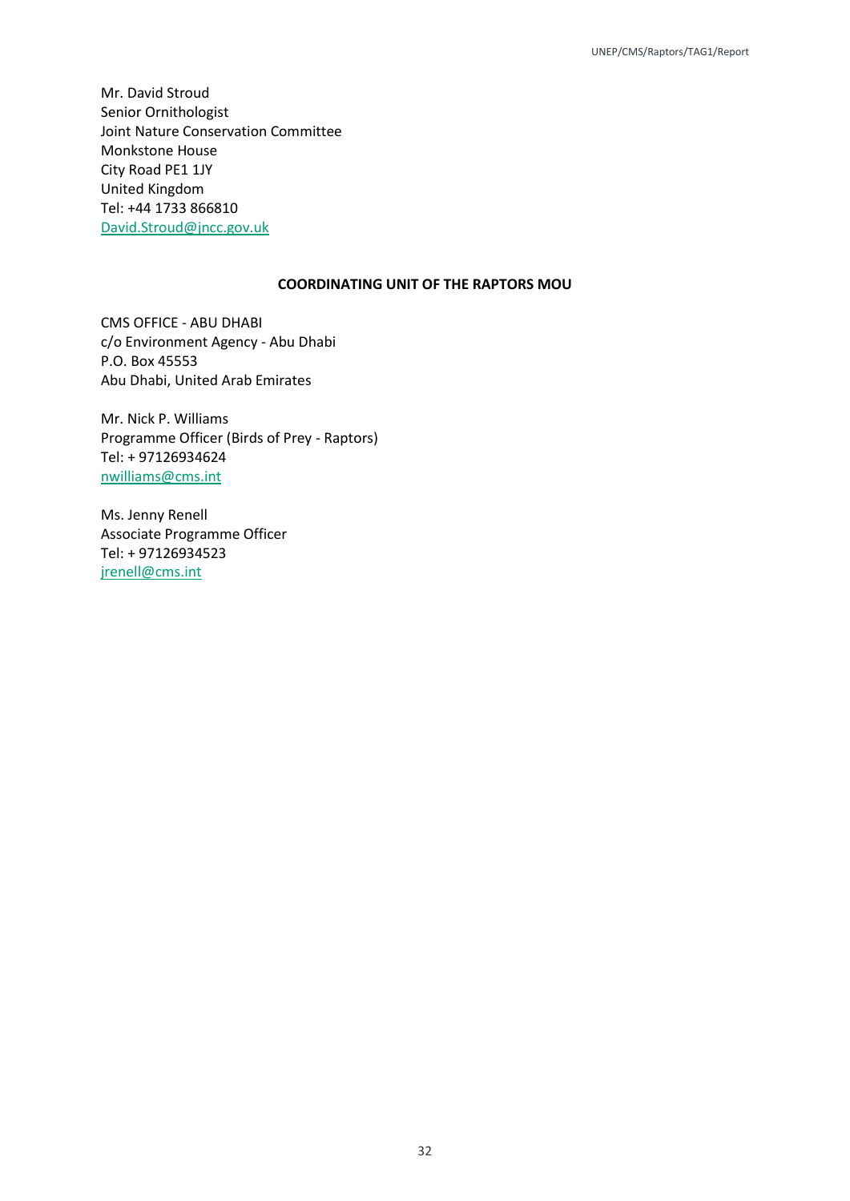Mr. David Stroud  
Senior Ornithologist  
Joint Nature Conservation Committee  
Monkstone House  
City Road PE1 1JY  
United Kingdom  
Tel: +44 1733 866810  
David.Stroud@jncc.gov.uk

**COORDINATING UNIT OF THE RAPTORS MOU**

CMS OFFICE - ABU DHABI  
c/o Environment Agency - Abu Dhabi  
P.O. Box 45553  
Abu Dhabi, United Arab Emirates

Mr. Nick P. Williams  
Programme Officer (Birds of Prey - Raptors)  
Tel: + 97126934624  
nwilliams@cms.int

Ms. Jenny Renell  
Associate Programme Officer  
Tel: + 97126934523  
jrenell@cms.int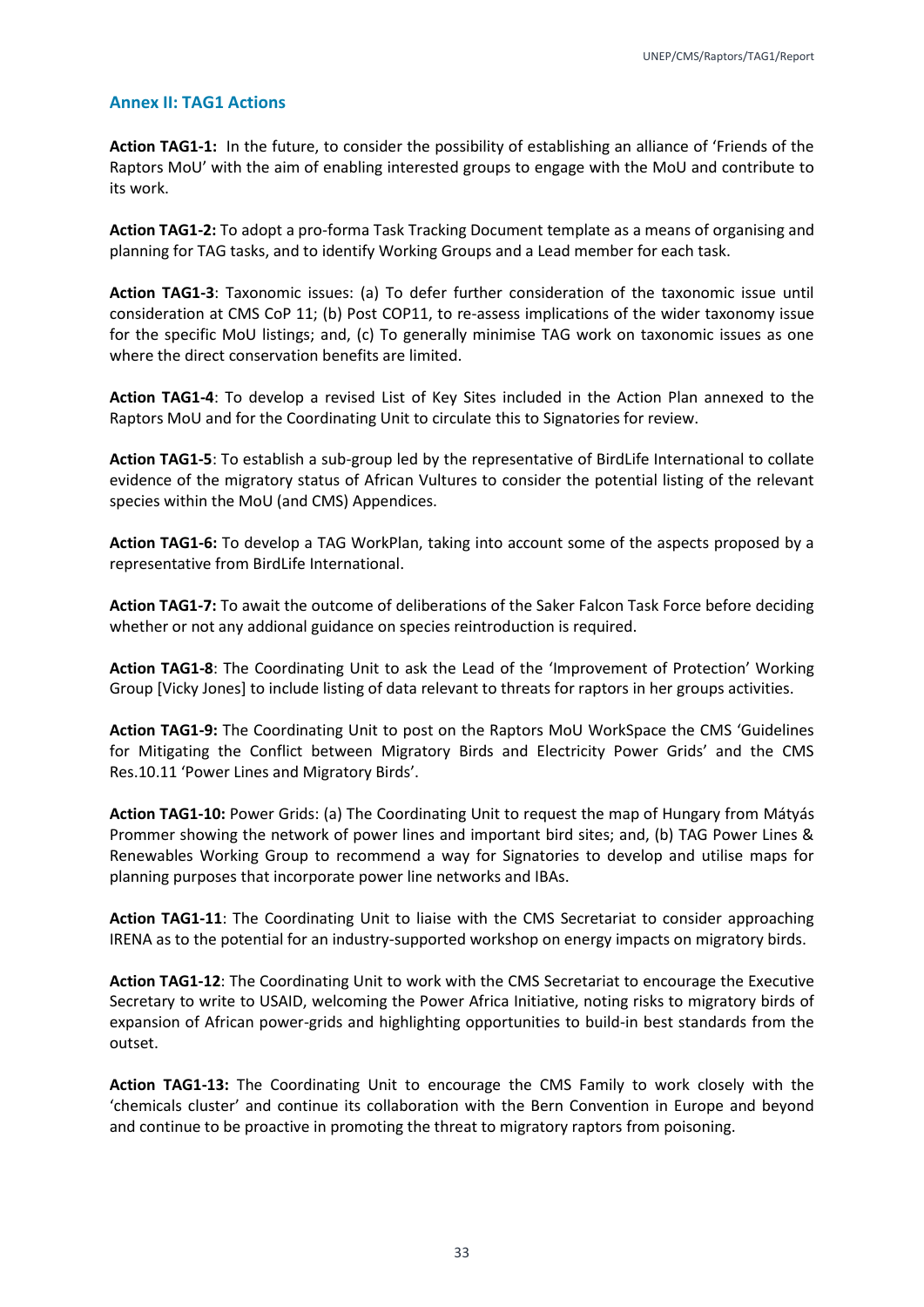## Annex II: TAG1 Actions

**Action TAG1-1:** In the future, to consider the possibility of establishing an alliance of 'Friends of the Raptors MoU' with the aim of enabling interested groups to engage with the MoU and contribute to its work.

**Action TAG1-2:** To adopt a pro-forma Task Tracking Document template as a means of organising and planning for TAG tasks, and to identify Working Groups and a Lead member for each task.

**Action TAG1-3**: Taxonomic issues: (a) To defer further consideration of the taxonomic issue until consideration at CMS CoP 11; (b) Post COP11, to re-assess implications of the wider taxonomy issue for the specific MoU listings; and, (c) To generally minimise TAG work on taxonomic issues as one where the direct conservation benefits are limited.

**Action TAG1-4**: To develop a revised List of Key Sites included in the Action Plan annexed to the Raptors MoU and for the Coordinating Unit to circulate this to Signatories for review.

**Action TAG1-5**: To establish a sub-group led by the representative of BirdLife International to collate evidence of the migratory status of African Vultures to consider the potential listing of the relevant species within the MoU (and CMS) Appendices.

**Action TAG1-6:** To develop a TAG WorkPlan, taking into account some of the aspects proposed by a representative from BirdLife International.

**Action TAG1-7:** To await the outcome of deliberations of the Saker Falcon Task Force before deciding whether or not any addional guidance on species reintroduction is required.

**Action TAG1-8**: The Coordinating Unit to ask the Lead of the 'Improvement of Protection' Working Group [Vicky Jones] to include listing of data relevant to threats for raptors in her groups activities.

**Action TAG1-9:** The Coordinating Unit to post on the Raptors MoU WorkSpace the CMS 'Guidelines for Mitigating the Conflict between Migratory Birds and Electricity Power Grids' and the CMS Res.10.11 'Power Lines and Migratory Birds'.

**Action TAG1-10:** Power Grids: (a) The Coordinating Unit to request the map of Hungary from Mátyás Prommer showing the network of power lines and important bird sites; and, (b) TAG Power Lines & Renewables Working Group to recommend a way for Signatories to develop and utilise maps for planning purposes that incorporate power line networks and IBAs.

**Action TAG1-11**: The Coordinating Unit to liaise with the CMS Secretariat to consider approaching IRENA as to the potential for an industry-supported workshop on energy impacts on migratory birds.

**Action TAG1-12**: The Coordinating Unit to work with the CMS Secretariat to encourage the Executive Secretary to write to USAID, welcoming the Power Africa Initiative, noting risks to migratory birds of expansion of African power-grids and highlighting opportunities to build-in best standards from the outset.

**Action TAG1-13:** The Coordinating Unit to encourage the CMS Family to work closely with the 'chemicals cluster' and continue its collaboration with the Bern Convention in Europe and beyond and continue to be proactive in promoting the threat to migratory raptors from poisoning.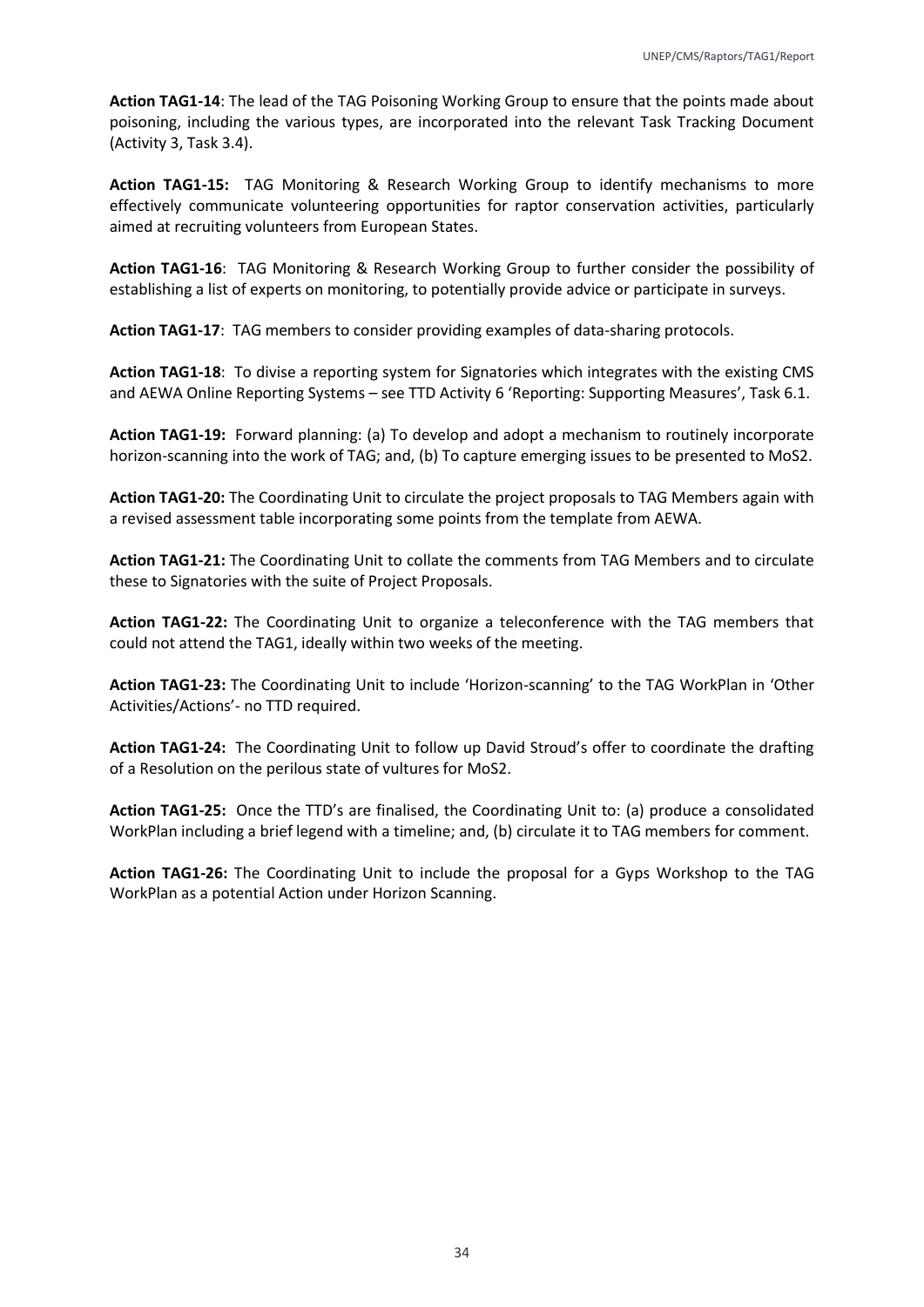**Action TAG1-14**: The lead of the TAG Poisoning Working Group to ensure that the points made about poisoning, including the various types, are incorporated into the relevant Task Tracking Document (Activity 3, Task 3.4).

**Action TAG1-15:** TAG Monitoring & Research Working Group to identify mechanisms to more effectively communicate volunteering opportunities for raptor conservation activities, particularly aimed at recruiting volunteers from European States.

**Action TAG1-16**: TAG Monitoring & Research Working Group to further consider the possibility of establishing a list of experts on monitoring, to potentially provide advice or participate in surveys.

**Action TAG1-17**: TAG members to consider providing examples of data-sharing protocols.

**Action TAG1-18**: To divise a reporting system for Signatories which integrates with the existing CMS and AEWA Online Reporting Systems – see TTD Activity 6 'Reporting: Supporting Measures', Task 6.1.

**Action TAG1-19:** Forward planning: (a) To develop and adopt a mechanism to routinely incorporate horizon-scanning into the work of TAG; and, (b) To capture emerging issues to be presented to MoS2.

**Action TAG1-20:** The Coordinating Unit to circulate the project proposals to TAG Members again with a revised assessment table incorporating some points from the template from AEWA.

**Action TAG1-21:** The Coordinating Unit to collate the comments from TAG Members and to circulate these to Signatories with the suite of Project Proposals.

**Action TAG1-22:** The Coordinating Unit to organize a teleconference with the TAG members that could not attend the TAG1, ideally within two weeks of the meeting.

**Action TAG1-23:** The Coordinating Unit to include 'Horizon-scanning' to the TAG WorkPlan in 'Other Activities/Actions'- no TTD required.

**Action TAG1-24:** The Coordinating Unit to follow up David Stroud's offer to coordinate the drafting of a Resolution on the perilous state of vultures for MoS2.

**Action TAG1-25:** Once the TTD's are finalised, the Coordinating Unit to: (a) produce a consolidated WorkPlan including a brief legend with a timeline; and, (b) circulate it to TAG members for comment.

**Action TAG1-26:** The Coordinating Unit to include the proposal for a Gyps Workshop to the TAG WorkPlan as a potential Action under Horizon Scanning.